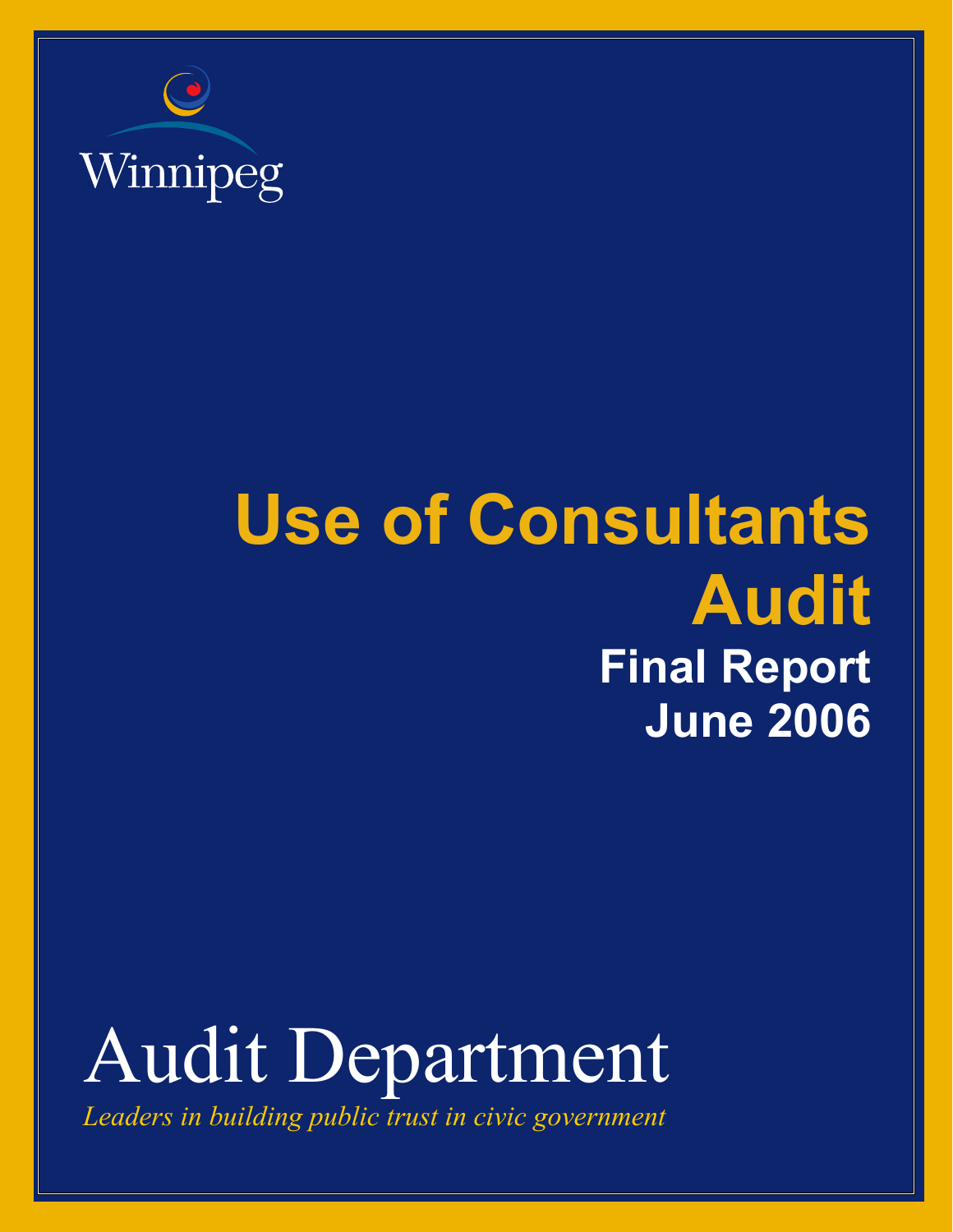Winnipeg

# Use of Consultants Audit

## Final Report
## June 2006

# Audit Department

*Leaders in building public trust in civic government*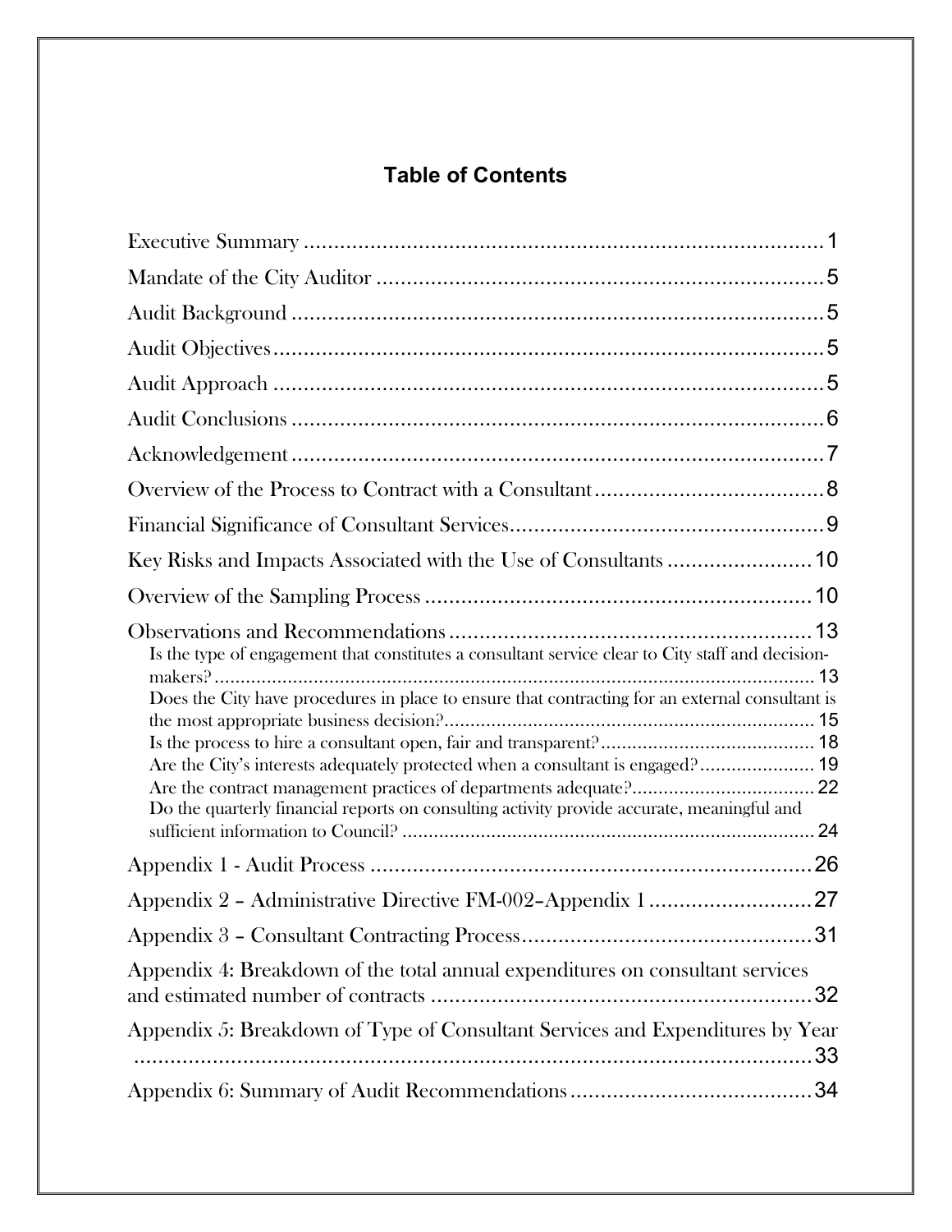## Table of Contents

Executive Summary ........................................................................................ 1

Mandate of the City Auditor ........................................................................ 5

Audit Background ........................................................................................ 5

Audit Objectives............................................................................................ 5

Audit Approach ............................................................................................. 5

Audit Conclusions ......................................................................................... 6

Acknowledgement.......................................................................................... 7

Overview of the Process to Contract with a Consultant................................... 8

Financial Significance of Consultant Services................................................... 9

Key Risks and Impacts Associated with the Use of Consultants ..................... 10

Overview of the Sampling Process .................................................................. 10

Observations and Recommendations ............................................................... 13

- Is the type of engagement that constitutes a consultant service clear to City staff and decision-makers? ............................................................................................................ 13
- Does the City have procedures in place to ensure that contracting for an external consultant is the most appropriate business decision?.................................................................... 15
- Is the process to hire a consultant open, fair and transparent?......................................... 18
- Are the City's interests adequately protected when a consultant is engaged?...................... 19
- Are the contract management practices of departments adequate?.................................. 22
- Do the quarterly financial reports on consulting activity provide accurate, meaningful and sufficient information to Council? .............................................................................. 24

Appendix 1 - Audit Process ............................................................................ 26

Appendix 2 – Administrative Directive FM-002–Appendix 1 ............................ 27

Appendix 3 – Consultant Contracting Process.................................................. 31

Appendix 4: Breakdown of the total annual expenditures on consultant services and estimated number of contracts ............................................................... 32

Appendix 5: Breakdown of Type of Consultant Services and Expenditures by Year ........................................................................................................................ 33

Appendix 6: Summary of Audit Recommendations......................................... 34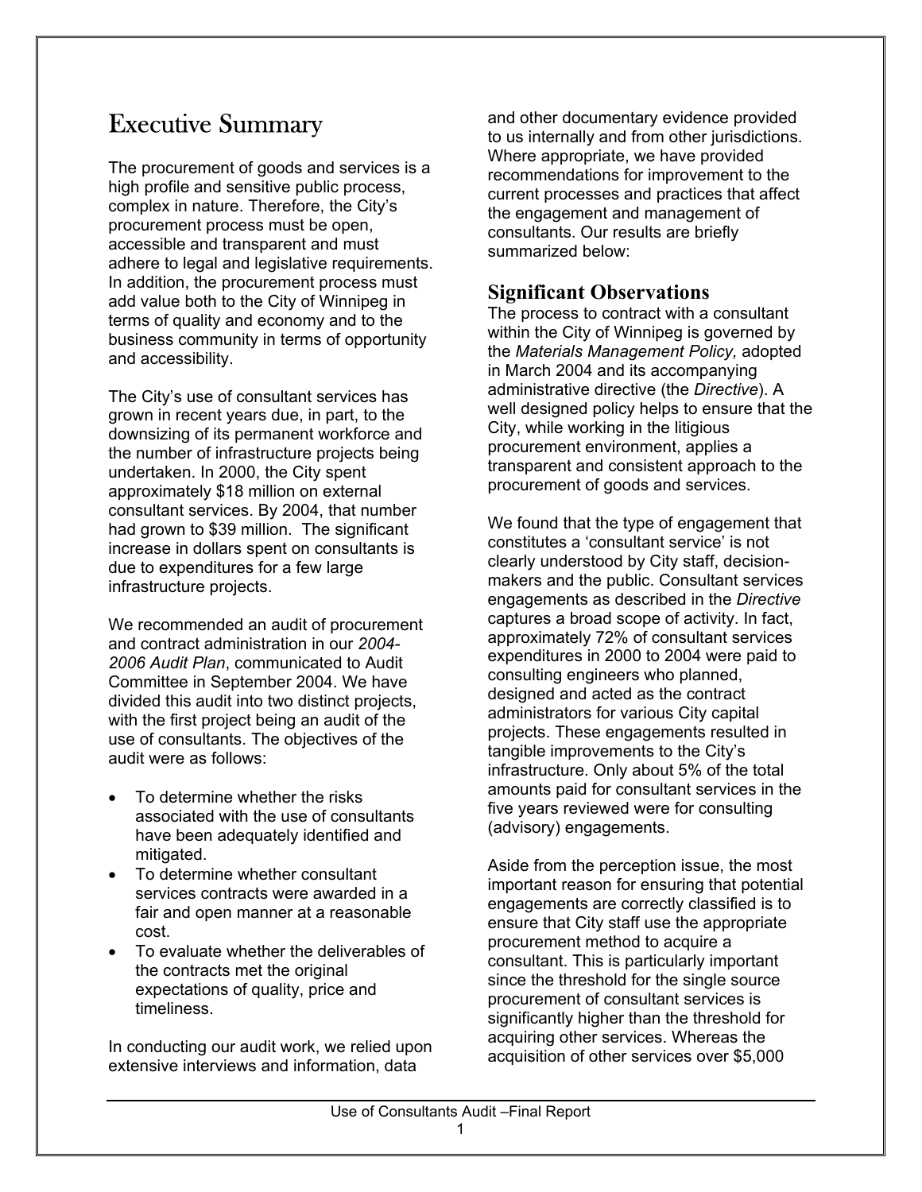# Executive Summary

The procurement of goods and services is a high profile and sensitive public process, complex in nature. Therefore, the City's procurement process must be open, accessible and transparent and must adhere to legal and legislative requirements. In addition, the procurement process must add value both to the City of Winnipeg in terms of quality and economy and to the business community in terms of opportunity and accessibility.

The City's use of consultant services has grown in recent years due, in part, to the downsizing of its permanent workforce and the number of infrastructure projects being undertaken. In 2000, the City spent approximately $18 million on external consultant services. By 2004, that number had grown to $39 million. The significant increase in dollars spent on consultants is due to expenditures for a few large infrastructure projects.

We recommended an audit of procurement and contract administration in our *2004-2006 Audit Plan*, communicated to Audit Committee in September 2004. We have divided this audit into two distinct projects, with the first project being an audit of the use of consultants. The objectives of the audit were as follows:

- To determine whether the risks associated with the use of consultants have been adequately identified and mitigated.
- To determine whether consultant services contracts were awarded in a fair and open manner at a reasonable cost.
- To evaluate whether the deliverables of the contracts met the original expectations of quality, price and timeliness.

In conducting our audit work, we relied upon extensive interviews and information, data and other documentary evidence provided to us internally and from other jurisdictions. Where appropriate, we have provided recommendations for improvement to the current processes and practices that affect the engagement and management of consultants. Our results are briefly summarized below:

## Significant Observations

The process to contract with a consultant within the City of Winnipeg is governed by the *Materials Management Policy,* adopted in March 2004 and its accompanying administrative directive (the *Directive*). A well designed policy helps to ensure that the City, while working in the litigious procurement environment, applies a transparent and consistent approach to the procurement of goods and services.

We found that the type of engagement that constitutes a 'consultant service' is not clearly understood by City staff, decision-makers and the public. Consultant services engagements as described in the *Directive* captures a broad scope of activity. In fact, approximately 72% of consultant services expenditures in 2000 to 2004 were paid to consulting engineers who planned, designed and acted as the contract administrators for various City capital projects. These engagements resulted in tangible improvements to the City's infrastructure. Only about 5% of the total amounts paid for consultant services in the five years reviewed were for consulting (advisory) engagements.

Aside from the perception issue, the most important reason for ensuring that potential engagements are correctly classified is to ensure that City staff use the appropriate procurement method to acquire a consultant. This is particularly important since the threshold for the single source procurement of consultant services is significantly higher than the threshold for acquiring other services. Whereas the acquisition of other services over $5,000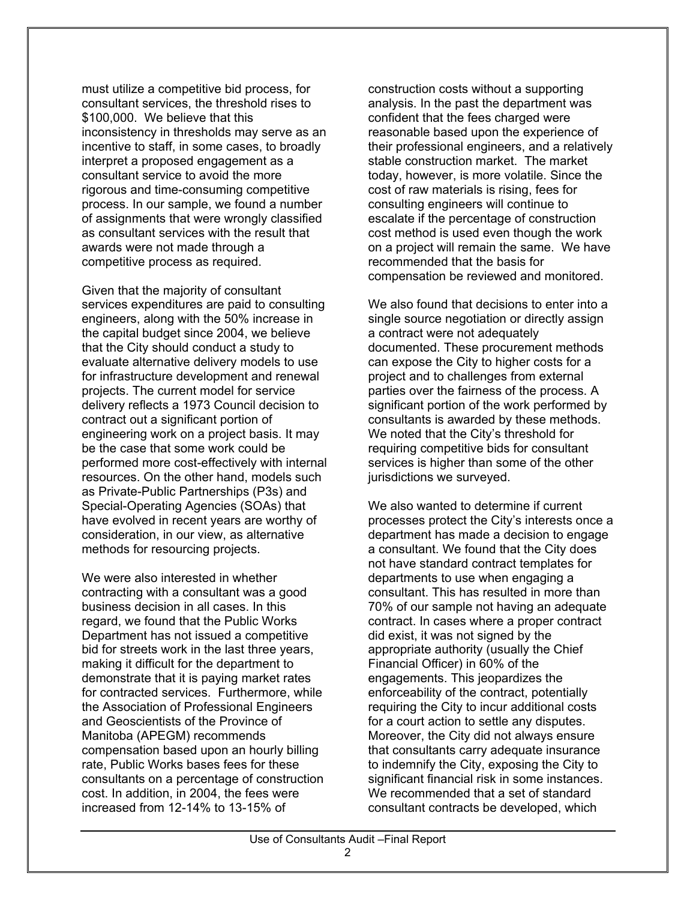must utilize a competitive bid process, for consultant services, the threshold rises to $100,000. We believe that this inconsistency in thresholds may serve as an incentive to staff, in some cases, to broadly interpret a proposed engagement as a consultant service to avoid the more rigorous and time-consuming competitive process. In our sample, we found a number of assignments that were wrongly classified as consultant services with the result that awards were not made through a competitive process as required.

Given that the majority of consultant services expenditures are paid to consulting engineers, along with the 50% increase in the capital budget since 2004, we believe that the City should conduct a study to evaluate alternative delivery models to use for infrastructure development and renewal projects. The current model for service delivery reflects a 1973 Council decision to contract out a significant portion of engineering work on a project basis. It may be the case that some work could be performed more cost-effectively with internal resources. On the other hand, models such as Private-Public Partnerships (P3s) and Special-Operating Agencies (SOAs) that have evolved in recent years are worthy of consideration, in our view, as alternative methods for resourcing projects.

We were also interested in whether contracting with a consultant was a good business decision in all cases. In this regard, we found that the Public Works Department has not issued a competitive bid for streets work in the last three years, making it difficult for the department to demonstrate that it is paying market rates for contracted services. Furthermore, while the Association of Professional Engineers and Geoscientists of the Province of Manitoba (APEGM) recommends compensation based upon an hourly billing rate, Public Works bases fees for these consultants on a percentage of construction cost. In addition, in 2004, the fees were increased from 12-14% to 13-15% of construction costs without a supporting analysis. In the past the department was confident that the fees charged were reasonable based upon the experience of their professional engineers, and a relatively stable construction market. The market today, however, is more volatile. Since the cost of raw materials is rising, fees for consulting engineers will continue to escalate if the percentage of construction cost method is used even though the work on a project will remain the same. We have recommended that the basis for compensation be reviewed and monitored.

We also found that decisions to enter into a single source negotiation or directly assign a contract were not adequately documented. These procurement methods can expose the City to higher costs for a project and to challenges from external parties over the fairness of the process. A significant portion of the work performed by consultants is awarded by these methods. We noted that the City's threshold for requiring competitive bids for consultant services is higher than some of the other jurisdictions we surveyed.

We also wanted to determine if current processes protect the City's interests once a department has made a decision to engage a consultant. We found that the City does not have standard contract templates for departments to use when engaging a consultant. This has resulted in more than 70% of our sample not having an adequate contract. In cases where a proper contract did exist, it was not signed by the appropriate authority (usually the Chief Financial Officer) in 60% of the engagements. This jeopardizes the enforceability of the contract, potentially requiring the City to incur additional costs for a court action to settle any disputes. Moreover, the City did not always ensure that consultants carry adequate insurance to indemnify the City, exposing the City to significant financial risk in some instances. We recommended that a set of standard consultant contracts be developed, which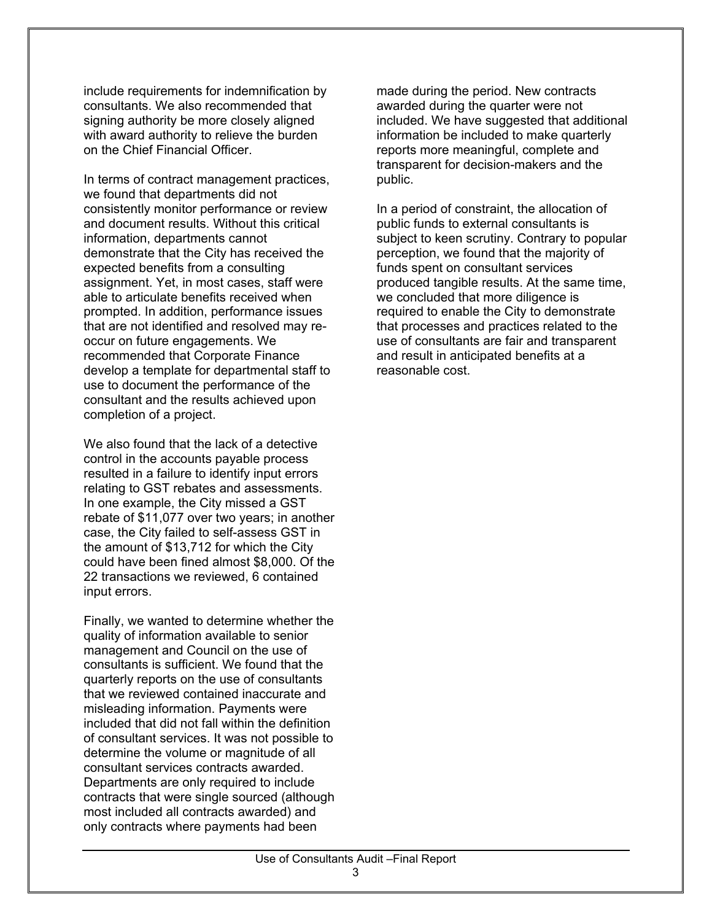include requirements for indemnification by consultants. We also recommended that signing authority be more closely aligned with award authority to relieve the burden on the Chief Financial Officer.

In terms of contract management practices, we found that departments did not consistently monitor performance or review and document results. Without this critical information, departments cannot demonstrate that the City has received the expected benefits from a consulting assignment. Yet, in most cases, staff were able to articulate benefits received when prompted. In addition, performance issues that are not identified and resolved may re-occur on future engagements. We recommended that Corporate Finance develop a template for departmental staff to use to document the performance of the consultant and the results achieved upon completion of a project.

We also found that the lack of a detective control in the accounts payable process resulted in a failure to identify input errors relating to GST rebates and assessments. In one example, the City missed a GST rebate of $11,077 over two years; in another case, the City failed to self-assess GST in the amount of $13,712 for which the City could have been fined almost $8,000. Of the 22 transactions we reviewed, 6 contained input errors.

Finally, we wanted to determine whether the quality of information available to senior management and Council on the use of consultants is sufficient. We found that the quarterly reports on the use of consultants that we reviewed contained inaccurate and misleading information. Payments were included that did not fall within the definition of consultant services. It was not possible to determine the volume or magnitude of all consultant services contracts awarded. Departments are only required to include contracts that were single sourced (although most included all contracts awarded) and only contracts where payments had been made during the period. New contracts awarded during the quarter were not included. We have suggested that additional information be included to make quarterly reports more meaningful, complete and transparent for decision-makers and the public.

In a period of constraint, the allocation of public funds to external consultants is subject to keen scrutiny. Contrary to popular perception, we found that the majority of funds spent on consultant services produced tangible results. At the same time, we concluded that more diligence is required to enable the City to demonstrate that processes and practices related to the use of consultants are fair and transparent and result in anticipated benefits at a reasonable cost.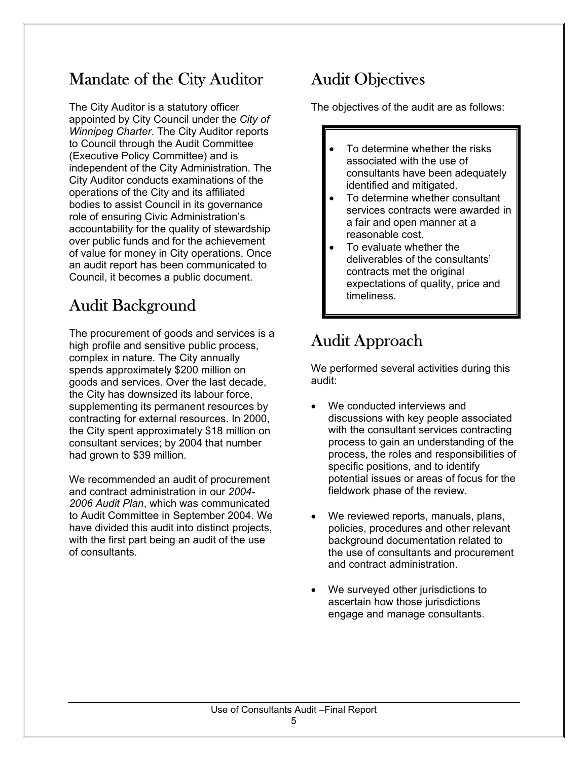## Mandate of the City Auditor

The City Auditor is a statutory officer appointed by City Council under the *City of Winnipeg Charter*. The City Auditor reports to Council through the Audit Committee (Executive Policy Committee) and is independent of the City Administration. The City Auditor conducts examinations of the operations of the City and its affiliated bodies to assist Council in its governance role of ensuring Civic Administration's accountability for the quality of stewardship over public funds and for the achievement of value for money in City operations. Once an audit report has been communicated to Council, it becomes a public document.

## Audit Background

The procurement of goods and services is a high profile and sensitive public process, complex in nature. The City annually spends approximately $200 million on goods and services. Over the last decade, the City has downsized its labour force, supplementing its permanent resources by contracting for external resources. In 2000, the City spent approximately $18 million on consultant services; by 2004 that number had grown to $39 million.

We recommended an audit of procurement and contract administration in our *2004-2006 Audit Plan*, which was communicated to Audit Committee in September 2004. We have divided this audit into distinct projects, with the first part being an audit of the use of consultants.

## Audit Objectives

The objectives of the audit are as follows:

- To determine whether the risks associated with the use of consultants have been adequately identified and mitigated.
- To determine whether consultant services contracts were awarded in a fair and open manner at a reasonable cost.
- To evaluate whether the deliverables of the consultants' contracts met the original expectations of quality, price and timeliness.

## Audit Approach

We performed several activities during this audit:

- We conducted interviews and discussions with key people associated with the consultant services contracting process to gain an understanding of the process, the roles and responsibilities of specific positions, and to identify potential issues or areas of focus for the fieldwork phase of the review.
- We reviewed reports, manuals, plans, policies, procedures and other relevant background documentation related to the use of consultants and procurement and contract administration.
- We surveyed other jurisdictions to ascertain how those jurisdictions engage and manage consultants.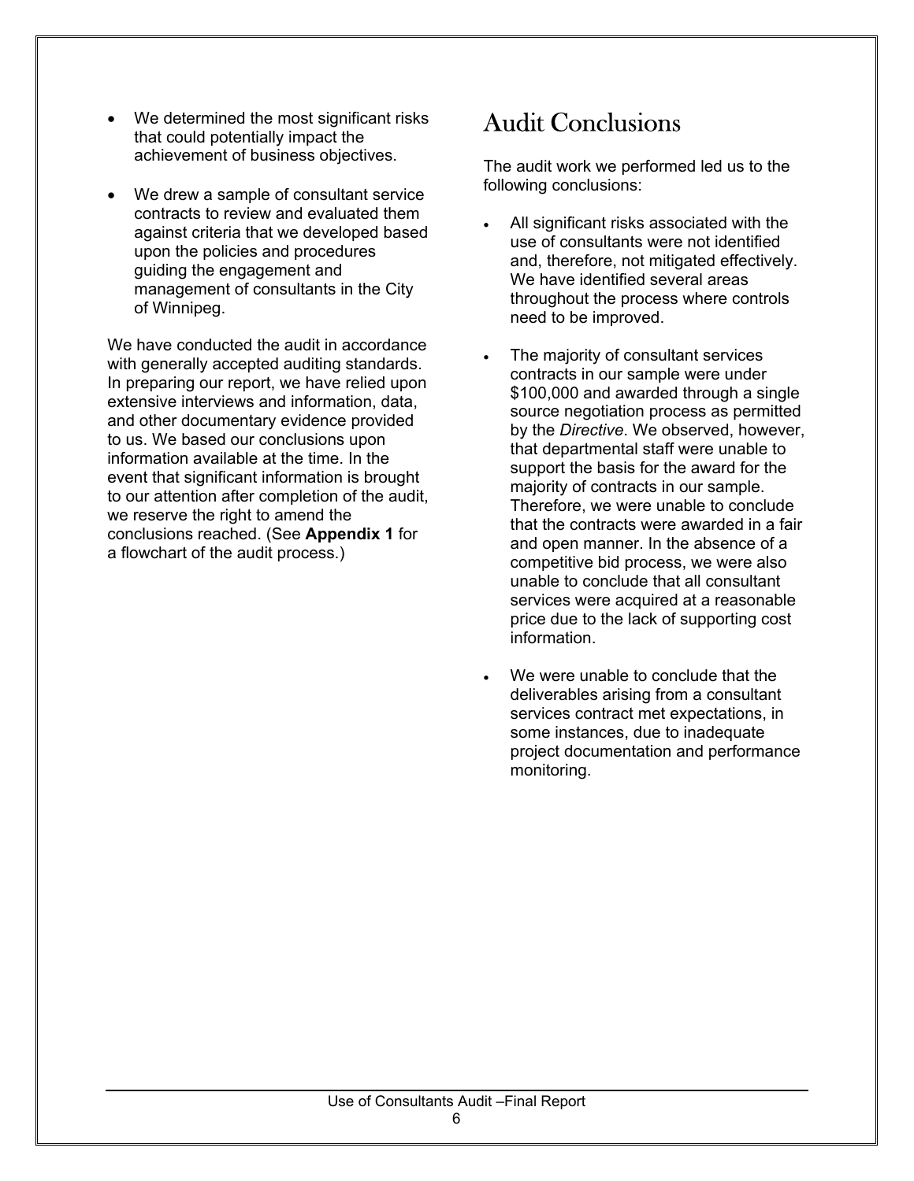- We determined the most significant risks that could potentially impact the achievement of business objectives.
- We drew a sample of consultant service contracts to review and evaluated them against criteria that we developed based upon the policies and procedures guiding the engagement and management of consultants in the City of Winnipeg.

We have conducted the audit in accordance with generally accepted auditing standards. In preparing our report, we have relied upon extensive interviews and information, data, and other documentary evidence provided to us. We based our conclusions upon information available at the time. In the event that significant information is brought to our attention after completion of the audit, we reserve the right to amend the conclusions reached. (See **Appendix 1** for a flowchart of the audit process.)

## Audit Conclusions

The audit work we performed led us to the following conclusions:

- All significant risks associated with the use of consultants were not identified and, therefore, not mitigated effectively. We have identified several areas throughout the process where controls need to be improved.
- The majority of consultant services contracts in our sample were under $100,000 and awarded through a single source negotiation process as permitted by the *Directive*. We observed, however, that departmental staff were unable to support the basis for the award for the majority of contracts in our sample. Therefore, we were unable to conclude that the contracts were awarded in a fair and open manner. In the absence of a competitive bid process, we were also unable to conclude that all consultant services were acquired at a reasonable price due to the lack of supporting cost information.
- We were unable to conclude that the deliverables arising from a consultant services contract met expectations, in some instances, due to inadequate project documentation and performance monitoring.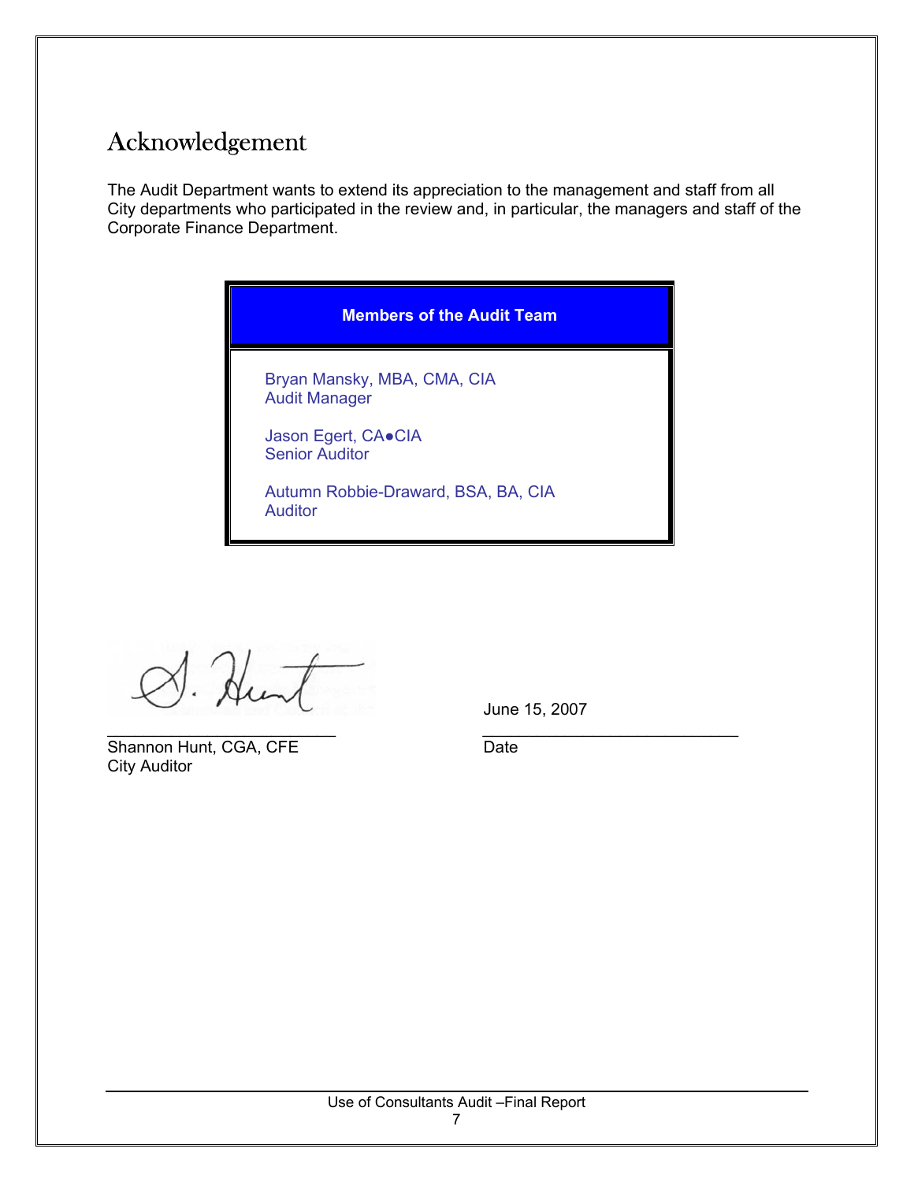# Acknowledgement

The Audit Department wants to extend its appreciation to the management and staff from all City departments who participated in the review and, in particular, the managers and staff of the Corporate Finance Department.

| Members of the Audit Team |
|---|
| Bryan Mansky, MBA, CMA, CIA<br>Audit Manager<br><br>Jason Egert, CA●CIA<br>Senior Auditor<br><br>Autumn Robbie-Draward, BSA, BA, CIA<br>Auditor |

S. Hunt

Shannon Hunt, CGA, CFE
City Auditor

June 15, 2007

Date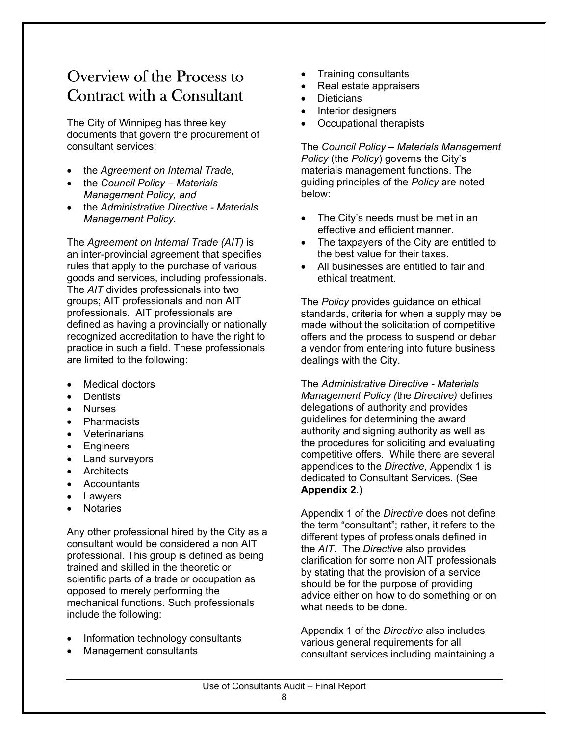## Overview of the Process to Contract with a Consultant

The City of Winnipeg has three key documents that govern the procurement of consultant services:

- the *Agreement on Internal Trade,*
- the *Council Policy – Materials Management Policy, and*
- the *Administrative Directive - Materials Management Policy.*

The *Agreement on Internal Trade (AIT)* is an inter-provincial agreement that specifies rules that apply to the purchase of various goods and services, including professionals. The *AIT* divides professionals into two groups; AIT professionals and non AIT professionals. AIT professionals are defined as having a provincially or nationally recognized accreditation to have the right to practice in such a field. These professionals are limited to the following:

- Medical doctors
- Dentists
- Nurses
- Pharmacists
- Veterinarians
- Engineers
- Land surveyors
- Architects
- Accountants
- Lawyers
- Notaries

Any other professional hired by the City as a consultant would be considered a non AIT professional. This group is defined as being trained and skilled in the theoretic or scientific parts of a trade or occupation as opposed to merely performing the mechanical functions. Such professionals include the following:

- Information technology consultants
- Management consultants
- Training consultants
- Real estate appraisers
- Dieticians
- Interior designers
- Occupational therapists

The *Council Policy – Materials Management Policy* (the *Policy*) governs the City's materials management functions. The guiding principles of the *Policy* are noted below:

- The City's needs must be met in an effective and efficient manner.
- The taxpayers of the City are entitled to the best value for their taxes.
- All businesses are entitled to fair and ethical treatment.

The *Policy* provides guidance on ethical standards, criteria for when a supply may be made without the solicitation of competitive offers and the process to suspend or debar a vendor from entering into future business dealings with the City.

The *Administrative Directive - Materials Management Policy (*the *Directive)* defines delegations of authority and provides guidelines for determining the award authority and signing authority as well as the procedures for soliciting and evaluating competitive offers. While there are several appendices to the *Directive*, Appendix 1 is dedicated to Consultant Services. (See **Appendix 2.**)

Appendix 1 of the *Directive* does not define the term "consultant"; rather, it refers to the different types of professionals defined in the *AIT*. The *Directive* also provides clarification for some non AIT professionals by stating that the provision of a service should be for the purpose of providing advice either on how to do something or on what needs to be done.

Appendix 1 of the *Directive* also includes various general requirements for all consultant services including maintaining a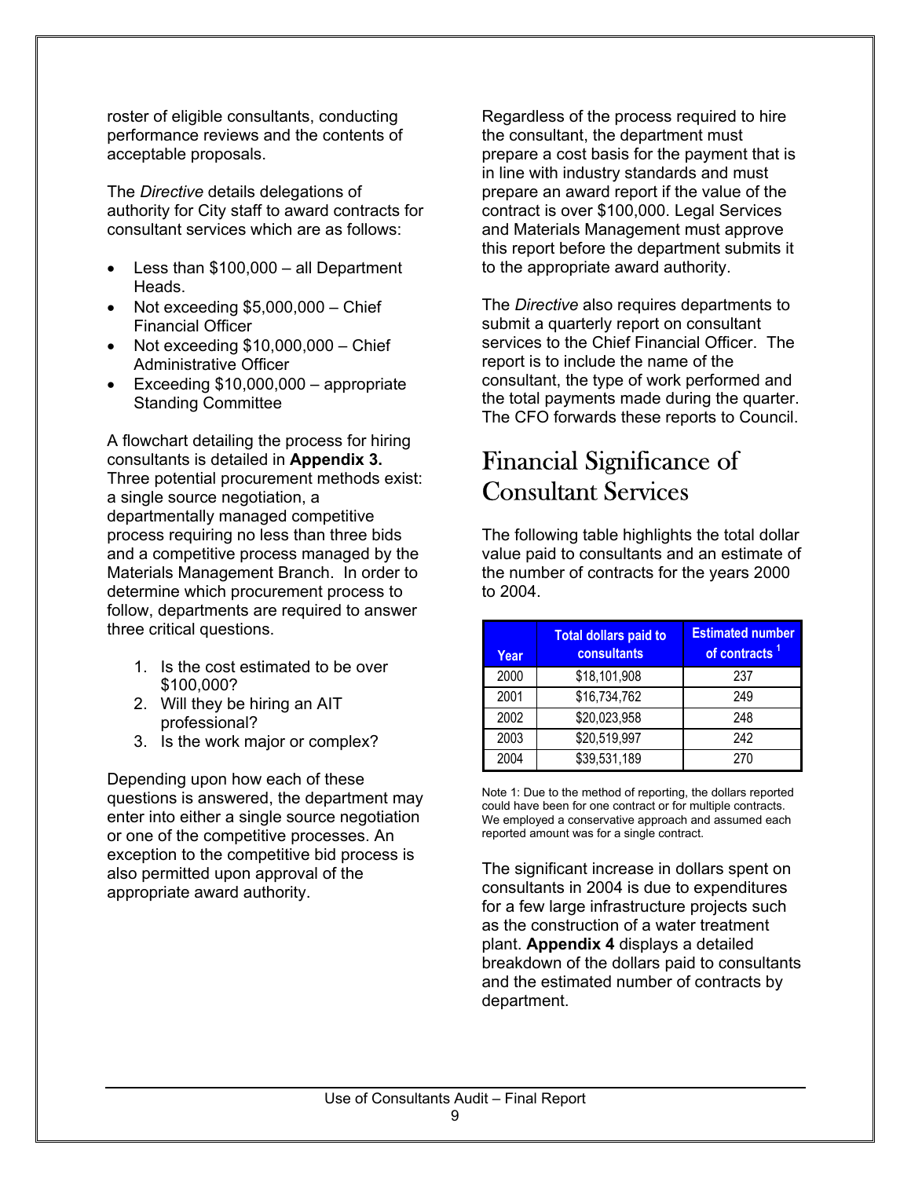roster of eligible consultants, conducting performance reviews and the contents of acceptable proposals.

The *Directive* details delegations of authority for City staff to award contracts for consultant services which are as follows:

- Less than $100,000 – all Department Heads.
- Not exceeding $5,000,000 – Chief Financial Officer
- Not exceeding $10,000,000 – Chief Administrative Officer
- Exceeding $10,000,000 – appropriate Standing Committee

A flowchart detailing the process for hiring consultants is detailed in **Appendix 3.** Three potential procurement methods exist: a single source negotiation, a departmentally managed competitive process requiring no less than three bids and a competitive process managed by the Materials Management Branch. In order to determine which procurement process to follow, departments are required to answer three critical questions.

1. Is the cost estimated to be over $100,000?
2. Will they be hiring an AIT professional?
3. Is the work major or complex?

Depending upon how each of these questions is answered, the department may enter into either a single source negotiation or one of the competitive processes. An exception to the competitive bid process is also permitted upon approval of the appropriate award authority.

Regardless of the process required to hire the consultant, the department must prepare a cost basis for the payment that is in line with industry standards and must prepare an award report if the value of the contract is over $100,000. Legal Services and Materials Management must approve this report before the department submits it to the appropriate award authority.

The *Directive* also requires departments to submit a quarterly report on consultant services to the Chief Financial Officer. The report is to include the name of the consultant, the type of work performed and the total payments made during the quarter. The CFO forwards these reports to Council.

## Financial Significance of Consultant Services

The following table highlights the total dollar value paid to consultants and an estimate of the number of contracts for the years 2000 to 2004.

| Year | Total dollars paid to consultants | Estimated number of contracts [1] |
|---|---|---|
| 2000 | $18,101,908 | 237 |
| 2001 | $16,734,762 | 249 |
| 2002 | $20,023,958 | 248 |
| 2003 | $20,519,997 | 242 |
| 2004 | $39,531,189 | 270 |

Note 1: Due to the method of reporting, the dollars reported could have been for one contract or for multiple contracts. We employed a conservative approach and assumed each reported amount was for a single contract.

The significant increase in dollars spent on consultants in 2004 is due to expenditures for a few large infrastructure projects such as the construction of a water treatment plant. **Appendix 4** displays a detailed breakdown of the dollars paid to consultants and the estimated number of contracts by department.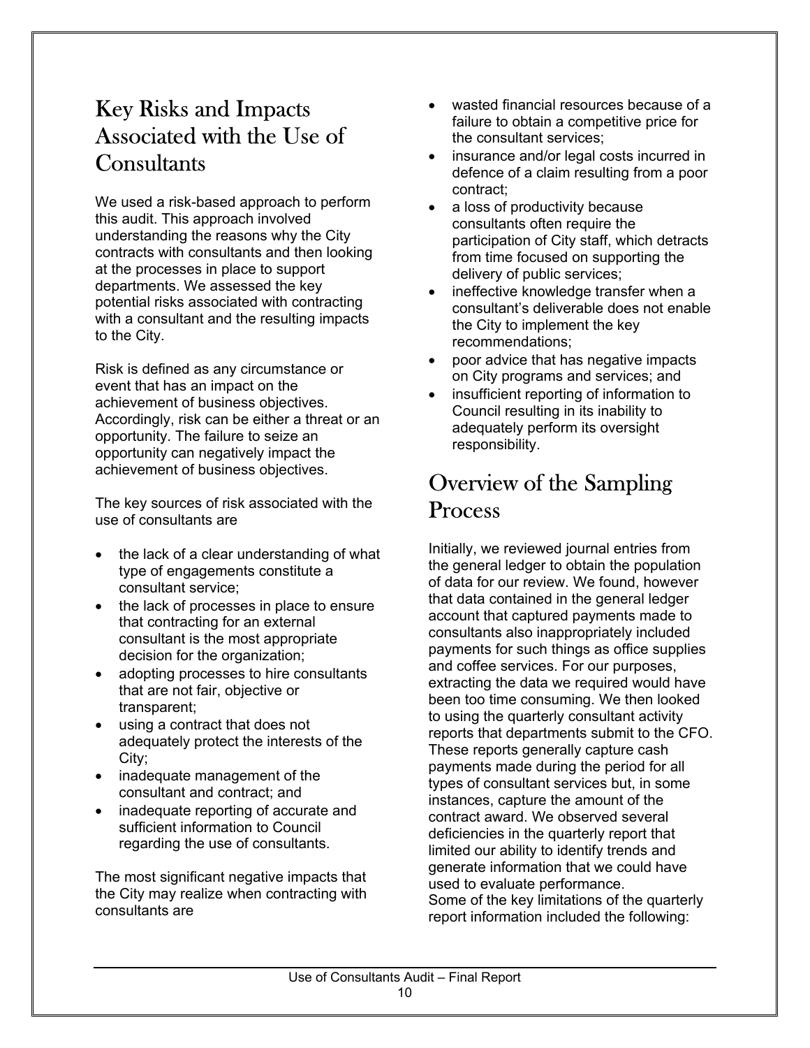## Key Risks and Impacts Associated with the Use of Consultants

We used a risk-based approach to perform this audit. This approach involved understanding the reasons why the City contracts with consultants and then looking at the processes in place to support departments. We assessed the key potential risks associated with contracting with a consultant and the resulting impacts to the City.

Risk is defined as any circumstance or event that has an impact on the achievement of business objectives. Accordingly, risk can be either a threat or an opportunity. The failure to seize an opportunity can negatively impact the achievement of business objectives.

The key sources of risk associated with the use of consultants are

- the lack of a clear understanding of what type of engagements constitute a consultant service;
- the lack of processes in place to ensure that contracting for an external consultant is the most appropriate decision for the organization;
- adopting processes to hire consultants that are not fair, objective or transparent;
- using a contract that does not adequately protect the interests of the City;
- inadequate management of the consultant and contract; and
- inadequate reporting of accurate and sufficient information to Council regarding the use of consultants.

The most significant negative impacts that the City may realize when contracting with consultants are

- wasted financial resources because of a failure to obtain a competitive price for the consultant services;
- insurance and/or legal costs incurred in defence of a claim resulting from a poor contract;
- a loss of productivity because consultants often require the participation of City staff, which detracts from time focused on supporting the delivery of public services;
- ineffective knowledge transfer when a consultant's deliverable does not enable the City to implement the key recommendations;
- poor advice that has negative impacts on City programs and services; and
- insufficient reporting of information to Council resulting in its inability to adequately perform its oversight responsibility.

## Overview of the Sampling Process

Initially, we reviewed journal entries from the general ledger to obtain the population of data for our review. We found, however that data contained in the general ledger account that captured payments made to consultants also inappropriately included payments for such things as office supplies and coffee services. For our purposes, extracting the data we required would have been too time consuming. We then looked to using the quarterly consultant activity reports that departments submit to the CFO. These reports generally capture cash payments made during the period for all types of consultant services but, in some instances, capture the amount of the contract award. We observed several deficiencies in the quarterly report that limited our ability to identify trends and generate information that we could have used to evaluate performance.
Some of the key limitations of the quarterly report information included the following: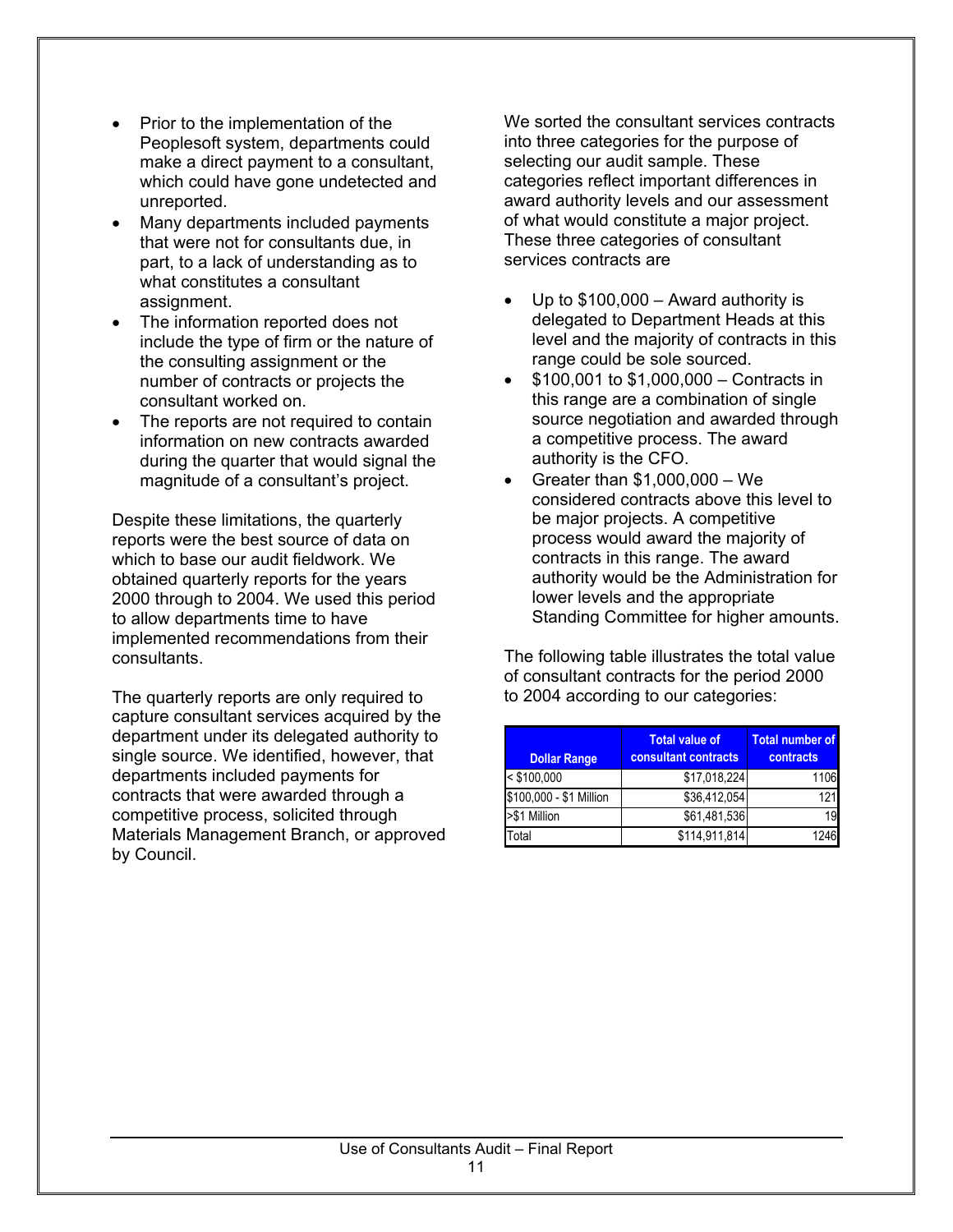- Prior to the implementation of the Peoplesoft system, departments could make a direct payment to a consultant, which could have gone undetected and unreported.
- Many departments included payments that were not for consultants due, in part, to a lack of understanding as to what constitutes a consultant assignment.
- The information reported does not include the type of firm or the nature of the consulting assignment or the number of contracts or projects the consultant worked on.
- The reports are not required to contain information on new contracts awarded during the quarter that would signal the magnitude of a consultant's project.

Despite these limitations, the quarterly reports were the best source of data on which to base our audit fieldwork. We obtained quarterly reports for the years 2000 through to 2004. We used this period to allow departments time to have implemented recommendations from their consultants.

The quarterly reports are only required to capture consultant services acquired by the department under its delegated authority to single source. We identified, however, that departments included payments for contracts that were awarded through a competitive process, solicited through Materials Management Branch, or approved by Council.

We sorted the consultant services contracts into three categories for the purpose of selecting our audit sample. These categories reflect important differences in award authority levels and our assessment of what would constitute a major project. These three categories of consultant services contracts are

- Up to $100,000 – Award authority is delegated to Department Heads at this level and the majority of contracts in this range could be sole sourced.
- $100,001 to $1,000,000 – Contracts in this range are a combination of single source negotiation and awarded through a competitive process. The award authority is the CFO.
- Greater than $1,000,000 – We considered contracts above this level to be major projects. A competitive process would award the majority of contracts in this range. The award authority would be the Administration for lower levels and the appropriate Standing Committee for higher amounts.

The following table illustrates the total value of consultant contracts for the period 2000 to 2004 according to our categories:

| Dollar Range | Total value of consultant contracts | Total number of contracts |
|---|---|---|
| < $100,000 | $17,018,224 | 1106 |
| $100,000 - $1 Million | $36,412,054 | 121 |
| >$1 Million | $61,481,536 | 19 |
| Total | $114,911,814 | 1246 |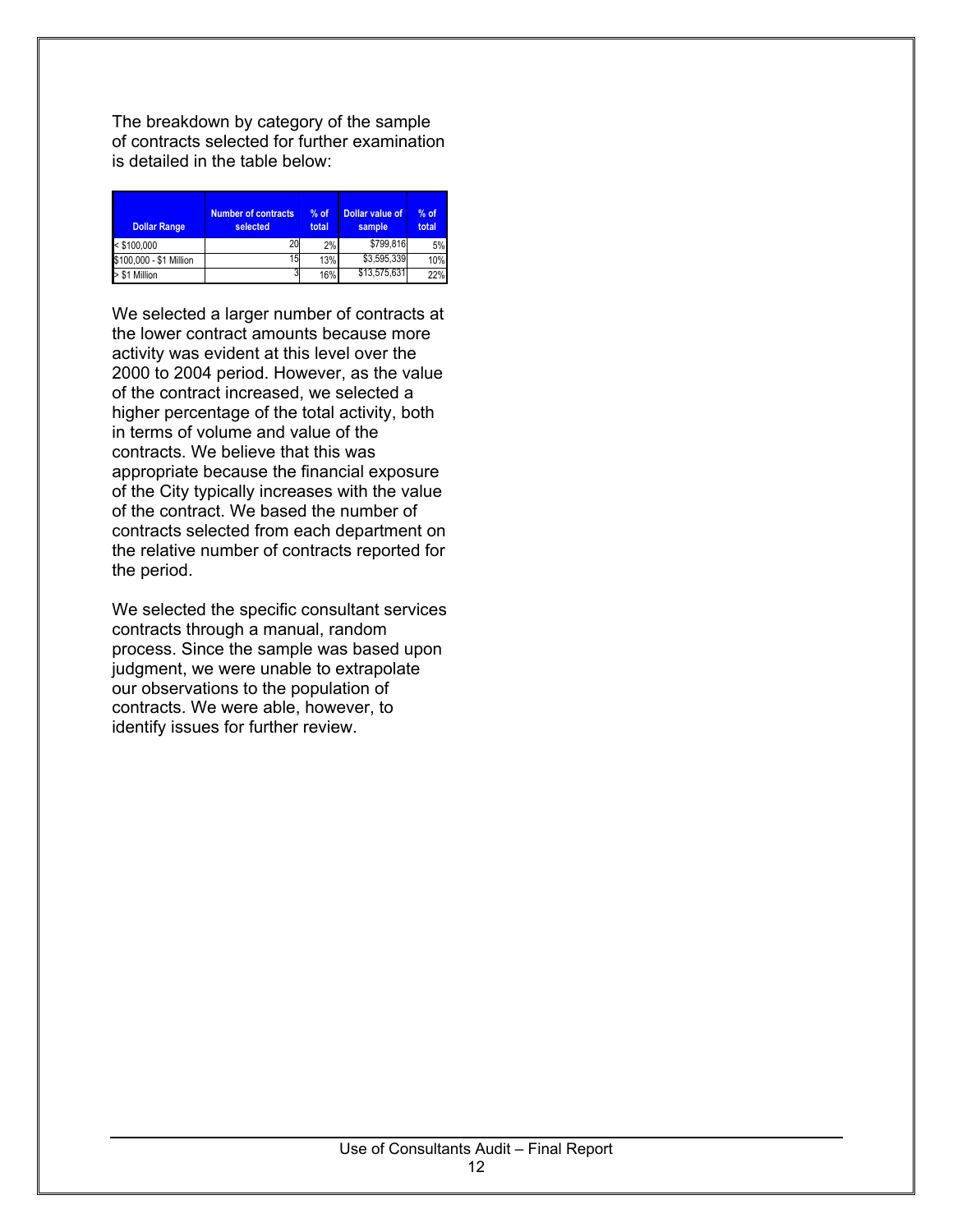The breakdown by category of the sample of contracts selected for further examination is detailed in the table below:

| Dollar Range | Number of contracts selected | % of total | Dollar value of sample | % of total |
|---|---|---|---|---|
| < $100,000 | 20 | 2% | $799,816 | 5% |
| $100,000 - $1 Million | 15 | 13% | $3,595,339 | 10% |
| > $1 Million | 3 | 16% | $13,575,631 | 22% |

We selected a larger number of contracts at the lower contract amounts because more activity was evident at this level over the 2000 to 2004 period. However, as the value of the contract increased, we selected a higher percentage of the total activity, both in terms of volume and value of the contracts. We believe that this was appropriate because the financial exposure of the City typically increases with the value of the contract. We based the number of contracts selected from each department on the relative number of contracts reported for the period.

We selected the specific consultant services contracts through a manual, random process. Since the sample was based upon judgment, we were unable to extrapolate our observations to the population of contracts. We were able, however, to identify issues for further review.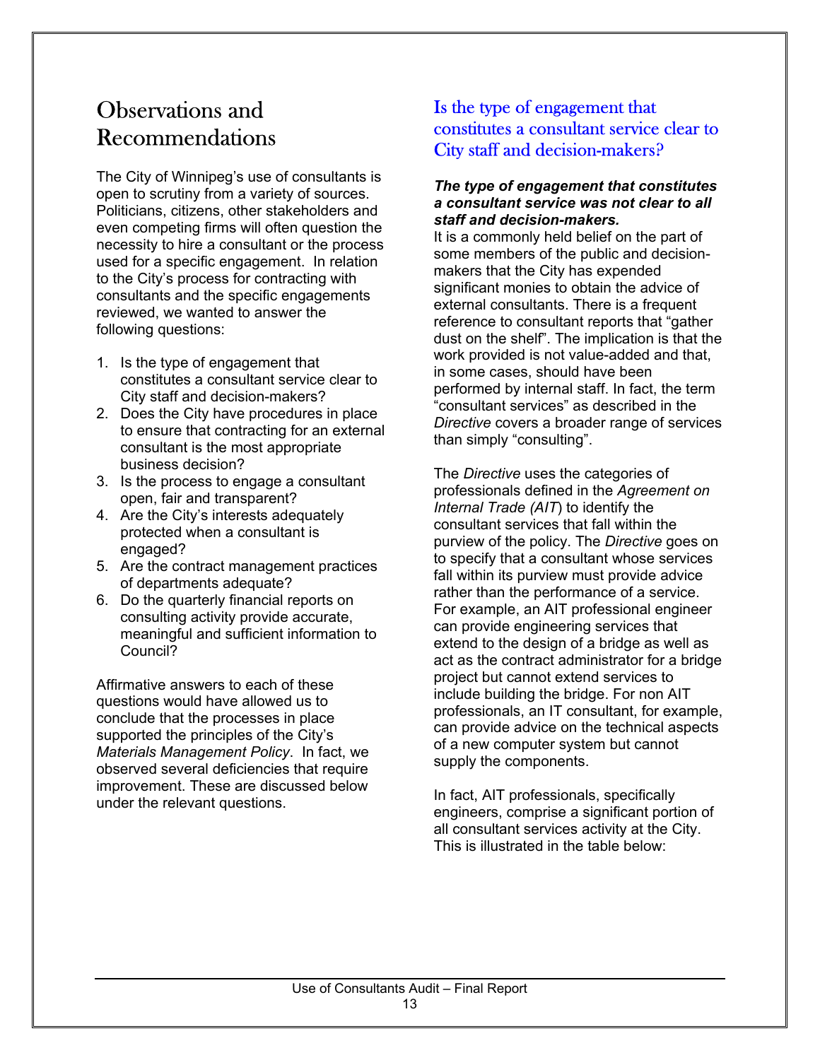# Observations and Recommendations

The City of Winnipeg's use of consultants is open to scrutiny from a variety of sources. Politicians, citizens, other stakeholders and even competing firms will often question the necessity to hire a consultant or the process used for a specific engagement. In relation to the City's process for contracting with consultants and the specific engagements reviewed, we wanted to answer the following questions:

1. Is the type of engagement that constitutes a consultant service clear to City staff and decision-makers?
2. Does the City have procedures in place to ensure that contracting for an external consultant is the most appropriate business decision?
3. Is the process to engage a consultant open, fair and transparent?
4. Are the City's interests adequately protected when a consultant is engaged?
5. Are the contract management practices of departments adequate?
6. Do the quarterly financial reports on consulting activity provide accurate, meaningful and sufficient information to Council?

Affirmative answers to each of these questions would have allowed us to conclude that the processes in place supported the principles of the City's *Materials Management Policy*. In fact, we observed several deficiencies that require improvement. These are discussed below under the relevant questions.

## Is the type of engagement that constitutes a consultant service clear to City staff and decision-makers?

***The type of engagement that constitutes a consultant service was not clear to all staff and decision-makers.***

It is a commonly held belief on the part of some members of the public and decision-makers that the City has expended significant monies to obtain the advice of external consultants. There is a frequent reference to consultant reports that "gather dust on the shelf". The implication is that the work provided is not value-added and that, in some cases, should have been performed by internal staff. In fact, the term "consultant services" as described in the *Directive* covers a broader range of services than simply "consulting".

The *Directive* uses the categories of professionals defined in the *Agreement on Internal Trade (AIT)* to identify the consultant services that fall within the purview of the policy. The *Directive* goes on to specify that a consultant whose services fall within its purview must provide advice rather than the performance of a service. For example, an AIT professional engineer can provide engineering services that extend to the design of a bridge as well as act as the contract administrator for a bridge project but cannot extend services to include building the bridge. For non AIT professionals, an IT consultant, for example, can provide advice on the technical aspects of a new computer system but cannot supply the components.

In fact, AIT professionals, specifically engineers, comprise a significant portion of all consultant services activity at the City. This is illustrated in the table below: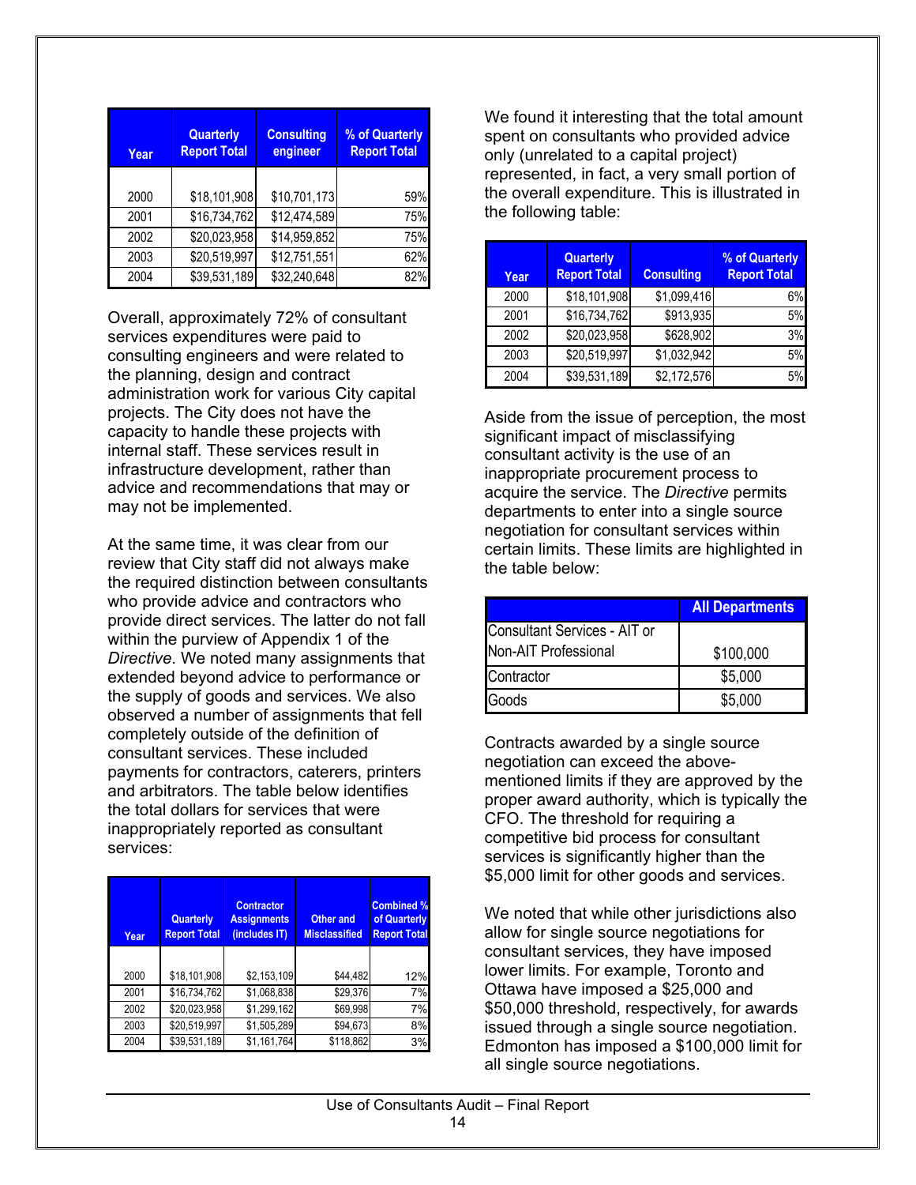| Year | Quarterly Report Total | Consulting engineer | % of Quarterly Report Total |
|---|---|---|---|
| 2000 | $18,101,908 | $10,701,173 | 59% |
| 2001 | $16,734,762 | $12,474,589 | 75% |
| 2002 | $20,023,958 | $14,959,852 | 75% |
| 2003 | $20,519,997 | $12,751,551 | 62% |
| 2004 | $39,531,189 | $32,240,648 | 82% |

Overall, approximately 72% of consultant services expenditures were paid to consulting engineers and were related to the planning, design and contract administration work for various City capital projects. The City does not have the capacity to handle these projects with internal staff. These services result in infrastructure development, rather than advice and recommendations that may or may not be implemented.

At the same time, it was clear from our review that City staff did not always make the required distinction between consultants who provide advice and contractors who provide direct services. The latter do not fall within the purview of Appendix 1 of the *Directive*. We noted many assignments that extended beyond advice to performance or the supply of goods and services. We also observed a number of assignments that fell completely outside of the definition of consultant services. These included payments for contractors, caterers, printers and arbitrators. The table below identifies the total dollars for services that were inappropriately reported as consultant services:

| Year | Quarterly Report Total | Contractor Assignments (includes IT) | Other and Misclassified | Combined % of Quarterly Report Total |
|---|---|---|---|---|
| 2000 | $18,101,908 | $2,153,109 | $44,482 | 12% |
| 2001 | $16,734,762 | $1,068,838 | $29,376 | 7% |
| 2002 | $20,023,958 | $1,299,162 | $69,998 | 7% |
| 2003 | $20,519,997 | $1,505,289 | $94,673 | 8% |
| 2004 | $39,531,189 | $1,161,764 | $118,862 | 3% |

We found it interesting that the total amount spent on consultants who provided advice only (unrelated to a capital project) represented, in fact, a very small portion of the overall expenditure. This is illustrated in the following table:

| Year | Quarterly Report Total | Consulting | % of Quarterly Report Total |
|---|---|---|---|
| 2000 | $18,101,908 | $1,099,416 | 6% |
| 2001 | $16,734,762 | $913,935 | 5% |
| 2002 | $20,023,958 | $628,902 | 3% |
| 2003 | $20,519,997 | $1,032,942 | 5% |
| 2004 | $39,531,189 | $2,172,576 | 5% |

Aside from the issue of perception, the most significant impact of misclassifying consultant activity is the use of an inappropriate procurement process to acquire the service. The *Directive* permits departments to enter into a single source negotiation for consultant services within certain limits. These limits are highlighted in the table below:

| | All Departments |
|---|---|
| Consultant Services - AIT or Non-AIT Professional | $100,000 |
| Contractor | $5,000 |
| Goods | $5,000 |

Contracts awarded by a single source negotiation can exceed the above-mentioned limits if they are approved by the proper award authority, which is typically the CFO. The threshold for requiring a competitive bid process for consultant services is significantly higher than the $5,000 limit for other goods and services.

We noted that while other jurisdictions also allow for single source negotiations for consultant services, they have imposed lower limits. For example, Toronto and Ottawa have imposed a $25,000 and $50,000 threshold, respectively, for awards issued through a single source negotiation. Edmonton has imposed a $100,000 limit for all single source negotiations.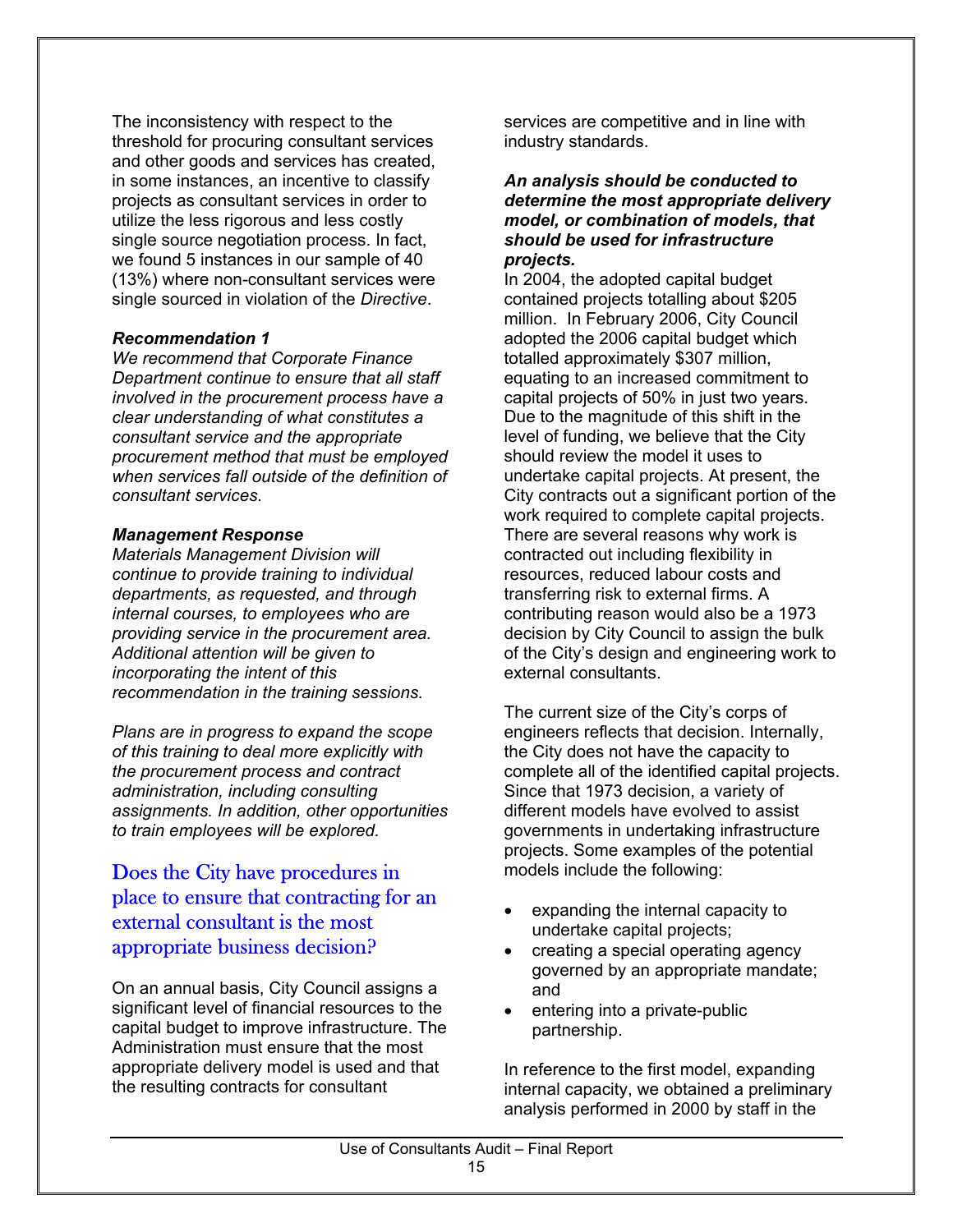The inconsistency with respect to the threshold for procuring consultant services and other goods and services has created, in some instances, an incentive to classify projects as consultant services in order to utilize the less rigorous and less costly single source negotiation process. In fact, we found 5 instances in our sample of 40 (13%) where non-consultant services were single sourced in violation of the *Directive*.

***Recommendation 1***
*We recommend that Corporate Finance Department continue to ensure that all staff involved in the procurement process have a clear understanding of what constitutes a consultant service and the appropriate procurement method that must be employed when services fall outside of the definition of consultant services.*

***Management Response***
*Materials Management Division will continue to provide training to individual departments, as requested, and through internal courses, to employees who are providing service in the procurement area. Additional attention will be given to incorporating the intent of this recommendation in the training sessions.*

*Plans are in progress to expand the scope of this training to deal more explicitly with the procurement process and contract administration, including consulting assignments. In addition, other opportunities to train employees will be explored.*

## Does the City have procedures in place to ensure that contracting for an external consultant is the most appropriate business decision?

On an annual basis, City Council assigns a significant level of financial resources to the capital budget to improve infrastructure. The Administration must ensure that the most appropriate delivery model is used and that the resulting contracts for consultant services are competitive and in line with industry standards.

***An analysis should be conducted to determine the most appropriate delivery model, or combination of models, that should be used for infrastructure projects.***
In 2004, the adopted capital budget contained projects totalling about $205 million. In February 2006, City Council adopted the 2006 capital budget which totalled approximately $307 million, equating to an increased commitment to capital projects of 50% in just two years. Due to the magnitude of this shift in the level of funding, we believe that the City should review the model it uses to undertake capital projects. At present, the City contracts out a significant portion of the work required to complete capital projects. There are several reasons why work is contracted out including flexibility in resources, reduced labour costs and transferring risk to external firms. A contributing reason would also be a 1973 decision by City Council to assign the bulk of the City's design and engineering work to external consultants.

The current size of the City's corps of engineers reflects that decision. Internally, the City does not have the capacity to complete all of the identified capital projects. Since that 1973 decision, a variety of different models have evolved to assist governments in undertaking infrastructure projects. Some examples of the potential models include the following:

- expanding the internal capacity to undertake capital projects;
- creating a special operating agency governed by an appropriate mandate; and
- entering into a private-public partnership.

In reference to the first model, expanding internal capacity, we obtained a preliminary analysis performed in 2000 by staff in the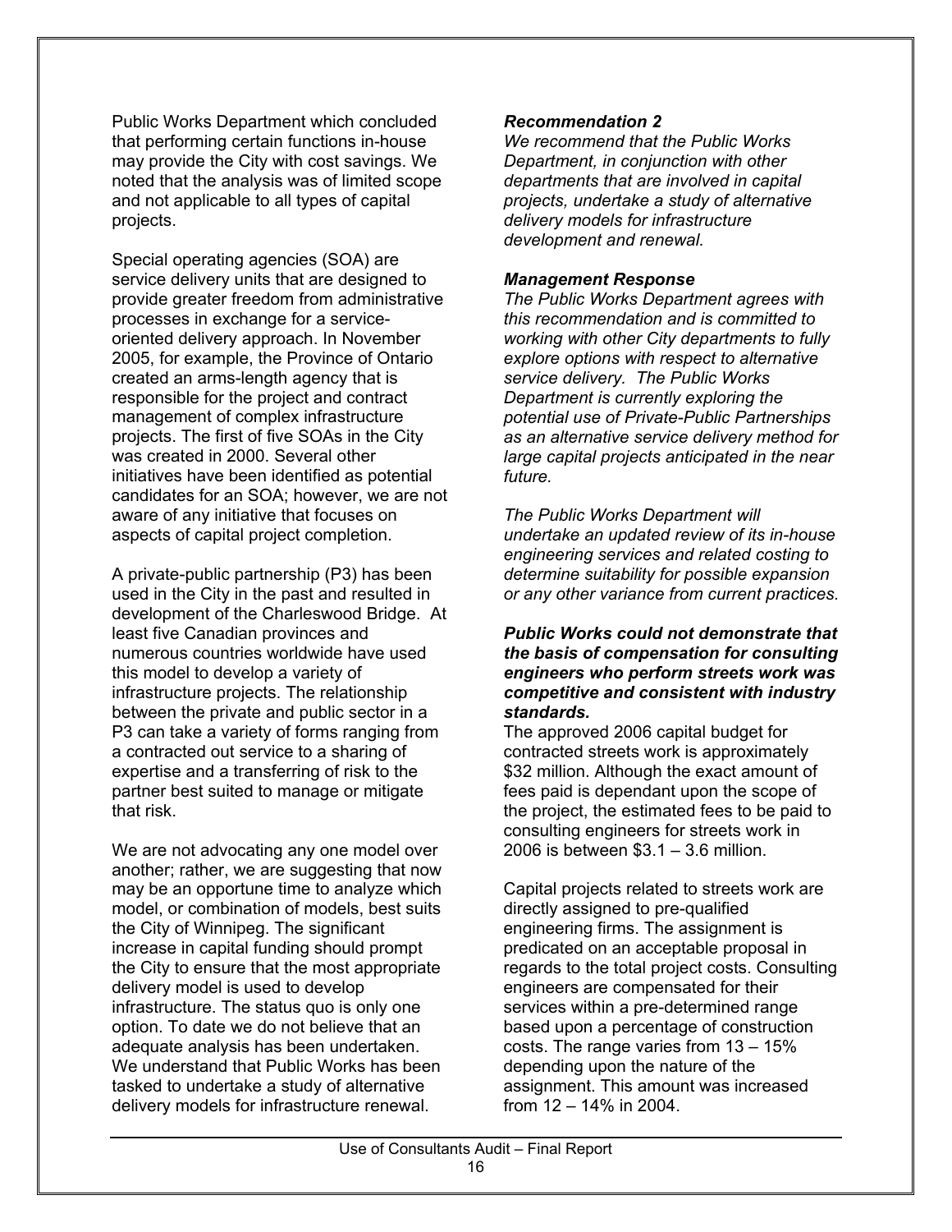Public Works Department which concluded that performing certain functions in-house may provide the City with cost savings. We noted that the analysis was of limited scope and not applicable to all types of capital projects.

Special operating agencies (SOA) are service delivery units that are designed to provide greater freedom from administrative processes in exchange for a service-oriented delivery approach. In November 2005, for example, the Province of Ontario created an arms-length agency that is responsible for the project and contract management of complex infrastructure projects. The first of five SOAs in the City was created in 2000. Several other initiatives have been identified as potential candidates for an SOA; however, we are not aware of any initiative that focuses on aspects of capital project completion.

A private-public partnership (P3) has been used in the City in the past and resulted in development of the Charleswood Bridge. At least five Canadian provinces and numerous countries worldwide have used this model to develop a variety of infrastructure projects. The relationship between the private and public sector in a P3 can take a variety of forms ranging from a contracted out service to a sharing of expertise and a transferring of risk to the partner best suited to manage or mitigate that risk.

We are not advocating any one model over another; rather, we are suggesting that now may be an opportune time to analyze which model, or combination of models, best suits the City of Winnipeg. The significant increase in capital funding should prompt the City to ensure that the most appropriate delivery model is used to develop infrastructure. The status quo is only one option. To date we do not believe that an adequate analysis has been undertaken. We understand that Public Works has been tasked to undertake a study of alternative delivery models for infrastructure renewal.

***Recommendation 2***

*We recommend that the Public Works Department, in conjunction with other departments that are involved in capital projects, undertake a study of alternative delivery models for infrastructure development and renewal.*

***Management Response***

*The Public Works Department agrees with this recommendation and is committed to working with other City departments to fully explore options with respect to alternative service delivery. The Public Works Department is currently exploring the potential use of Private-Public Partnerships as an alternative service delivery method for large capital projects anticipated in the near future.*

*The Public Works Department will undertake an updated review of its in-house engineering services and related costing to determine suitability for possible expansion or any other variance from current practices.*

***Public Works could not demonstrate that the basis of compensation for consulting engineers who perform streets work was competitive and consistent with industry standards.***

The approved 2006 capital budget for contracted streets work is approximately \$32 million. Although the exact amount of fees paid is dependant upon the scope of the project, the estimated fees to be paid to consulting engineers for streets work in 2006 is between \$3.1 – 3.6 million.

Capital projects related to streets work are directly assigned to pre-qualified engineering firms. The assignment is predicated on an acceptable proposal in regards to the total project costs. Consulting engineers are compensated for their services within a pre-determined range based upon a percentage of construction costs. The range varies from 13 – 15% depending upon the nature of the assignment. This amount was increased from 12 – 14% in 2004.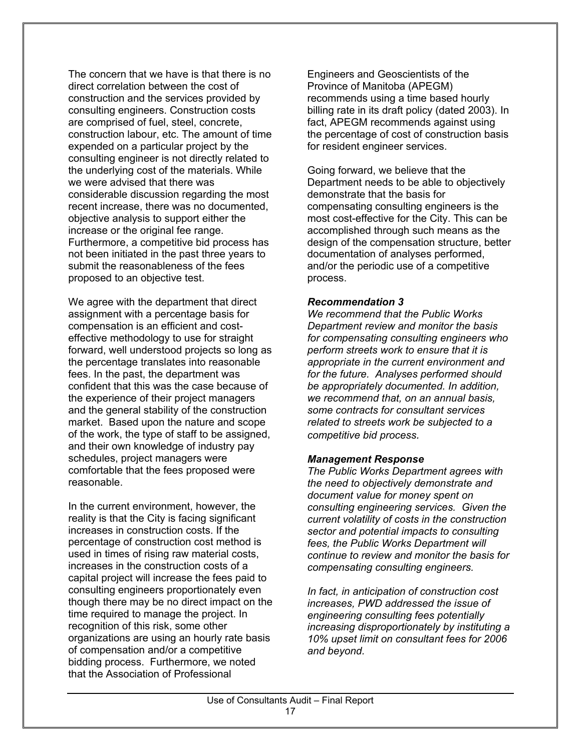The concern that we have is that there is no direct correlation between the cost of construction and the services provided by consulting engineers. Construction costs are comprised of fuel, steel, concrete, construction labour, etc. The amount of time expended on a particular project by the consulting engineer is not directly related to the underlying cost of the materials. While we were advised that there was considerable discussion regarding the most recent increase, there was no documented, objective analysis to support either the increase or the original fee range. Furthermore, a competitive bid process has not been initiated in the past three years to submit the reasonableness of the fees proposed to an objective test.

We agree with the department that direct assignment with a percentage basis for compensation is an efficient and cost-effective methodology to use for straight forward, well understood projects so long as the percentage translates into reasonable fees. In the past, the department was confident that this was the case because of the experience of their project managers and the general stability of the construction market. Based upon the nature and scope of the work, the type of staff to be assigned, and their own knowledge of industry pay schedules, project managers were comfortable that the fees proposed were reasonable.

In the current environment, however, the reality is that the City is facing significant increases in construction costs. If the percentage of construction cost method is used in times of rising raw material costs, increases in the construction costs of a capital project will increase the fees paid to consulting engineers proportionately even though there may be no direct impact on the time required to manage the project. In recognition of this risk, some other organizations are using an hourly rate basis of compensation and/or a competitive bidding process. Furthermore, we noted that the Association of Professional Engineers and Geoscientists of the Province of Manitoba (APEGM) recommends using a time based hourly billing rate in its draft policy (dated 2003). In fact, APEGM recommends against using the percentage of cost of construction basis for resident engineer services.

Going forward, we believe that the Department needs to be able to objectively demonstrate that the basis for compensating consulting engineers is the most cost-effective for the City. This can be accomplished through such means as the design of the compensation structure, better documentation of analyses performed, and/or the periodic use of a competitive process.

***Recommendation 3***

*We recommend that the Public Works Department review and monitor the basis for compensating consulting engineers who perform streets work to ensure that it is appropriate in the current environment and for the future. Analyses performed should be appropriately documented. In addition, we recommend that, on an annual basis, some contracts for consultant services related to streets work be subjected to a competitive bid process.*

***Management Response***

*The Public Works Department agrees with the need to objectively demonstrate and document value for money spent on consulting engineering services. Given the current volatility of costs in the construction sector and potential impacts to consulting fees, the Public Works Department will continue to review and monitor the basis for compensating consulting engineers.*

*In fact, in anticipation of construction cost increases, PWD addressed the issue of engineering consulting fees potentially increasing disproportionately by instituting a 10% upset limit on consultant fees for 2006 and beyond.*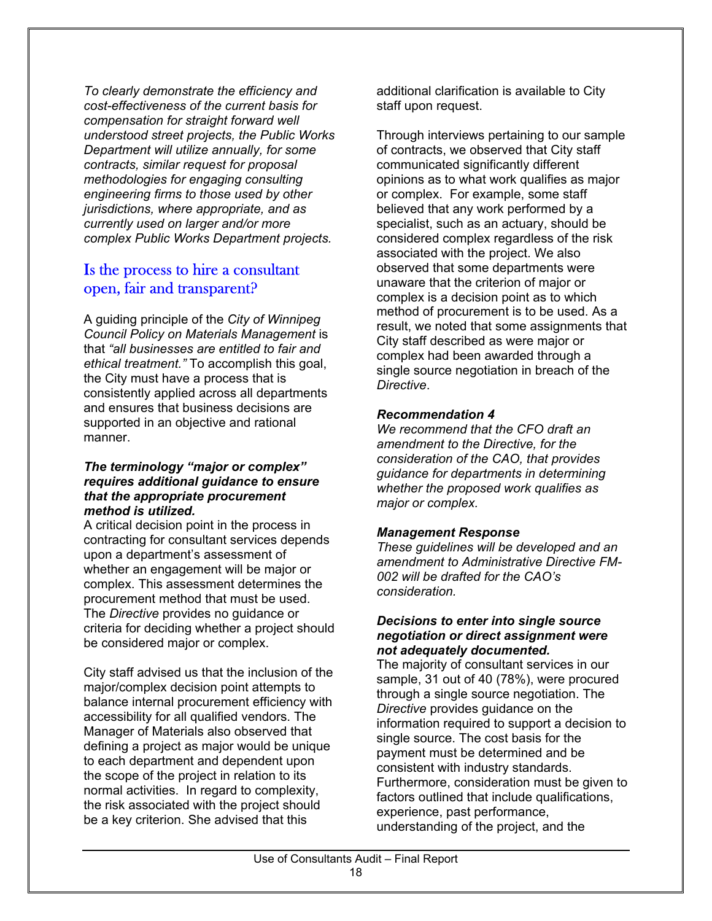*To clearly demonstrate the efficiency and cost-effectiveness of the current basis for compensation for straight forward well understood street projects, the Public Works Department will utilize annually, for some contracts, similar request for proposal methodologies for engaging consulting engineering firms to those used by other jurisdictions, where appropriate, and as currently used on larger and/or more complex Public Works Department projects.*

## Is the process to hire a consultant open, fair and transparent?

A guiding principle of the *City of Winnipeg Council Policy on Materials Management* is that *"all businesses are entitled to fair and ethical treatment."* To accomplish this goal, the City must have a process that is consistently applied across all departments and ensures that business decisions are supported in an objective and rational manner.

***The terminology "major or complex" requires additional guidance to ensure that the appropriate procurement method is utilized.***

A critical decision point in the process in contracting for consultant services depends upon a department's assessment of whether an engagement will be major or complex. This assessment determines the procurement method that must be used. The *Directive* provides no guidance or criteria for deciding whether a project should be considered major or complex.

City staff advised us that the inclusion of the major/complex decision point attempts to balance internal procurement efficiency with accessibility for all qualified vendors. The Manager of Materials also observed that defining a project as major would be unique to each department and dependent upon the scope of the project in relation to its normal activities. In regard to complexity, the risk associated with the project should be a key criterion. She advised that this additional clarification is available to City staff upon request.

Through interviews pertaining to our sample of contracts, we observed that City staff communicated significantly different opinions as to what work qualifies as major or complex. For example, some staff believed that any work performed by a specialist, such as an actuary, should be considered complex regardless of the risk associated with the project. We also observed that some departments were unaware that the criterion of major or complex is a decision point as to which method of procurement is to be used. As a result, we noted that some assignments that City staff described as were major or complex had been awarded through a single source negotiation in breach of the *Directive*.

***Recommendation 4***

*We recommend that the CFO draft an amendment to the Directive, for the consideration of the CAO, that provides guidance for departments in determining whether the proposed work qualifies as major or complex.*

***Management Response***

*These guidelines will be developed and an amendment to Administrative Directive FM-002 will be drafted for the CAO's consideration.*

***Decisions to enter into single source negotiation or direct assignment were not adequately documented.***

The majority of consultant services in our sample, 31 out of 40 (78%), were procured through a single source negotiation. The *Directive* provides guidance on the information required to support a decision to single source. The cost basis for the payment must be determined and be consistent with industry standards. Furthermore, consideration must be given to factors outlined that include qualifications, experience, past performance, understanding of the project, and the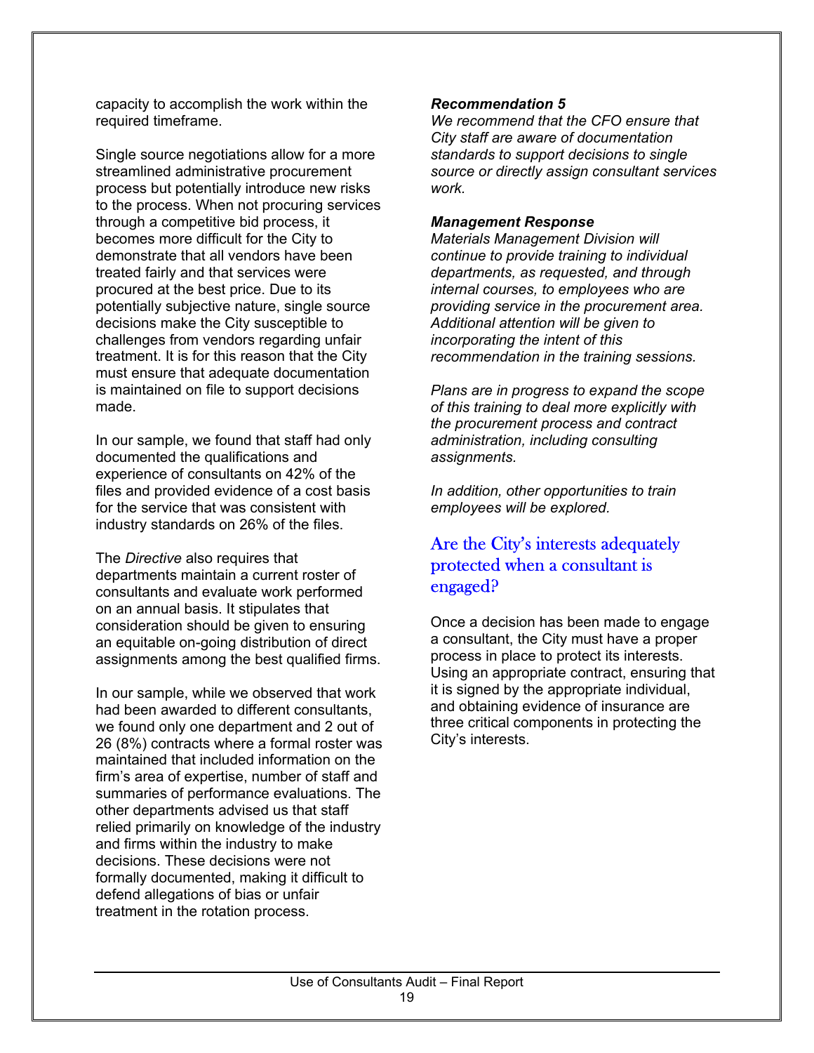capacity to accomplish the work within the required timeframe.

Single source negotiations allow for a more streamlined administrative procurement process but potentially introduce new risks to the process. When not procuring services through a competitive bid process, it becomes more difficult for the City to demonstrate that all vendors have been treated fairly and that services were procured at the best price. Due to its potentially subjective nature, single source decisions make the City susceptible to challenges from vendors regarding unfair treatment. It is for this reason that the City must ensure that adequate documentation is maintained on file to support decisions made.

In our sample, we found that staff had only documented the qualifications and experience of consultants on 42% of the files and provided evidence of a cost basis for the service that was consistent with industry standards on 26% of the files.

The *Directive* also requires that departments maintain a current roster of consultants and evaluate work performed on an annual basis. It stipulates that consideration should be given to ensuring an equitable on-going distribution of direct assignments among the best qualified firms.

In our sample, while we observed that work had been awarded to different consultants, we found only one department and 2 out of 26 (8%) contracts where a formal roster was maintained that included information on the firm's area of expertise, number of staff and summaries of performance evaluations. The other departments advised us that staff relied primarily on knowledge of the industry and firms within the industry to make decisions. These decisions were not formally documented, making it difficult to defend allegations of bias or unfair treatment in the rotation process.

***Recommendation 5***
*We recommend that the CFO ensure that City staff are aware of documentation standards to support decisions to single source or directly assign consultant services work.*

***Management Response***
*Materials Management Division will continue to provide training to individual departments, as requested, and through internal courses, to employees who are providing service in the procurement area. Additional attention will be given to incorporating the intent of this recommendation in the training sessions.*

*Plans are in progress to expand the scope of this training to deal more explicitly with the procurement process and contract administration, including consulting assignments.*

*In addition, other opportunities to train employees will be explored.*

## Are the City's interests adequately protected when a consultant is engaged?

Once a decision has been made to engage a consultant, the City must have a proper process in place to protect its interests. Using an appropriate contract, ensuring that it is signed by the appropriate individual, and obtaining evidence of insurance are three critical components in protecting the City's interests.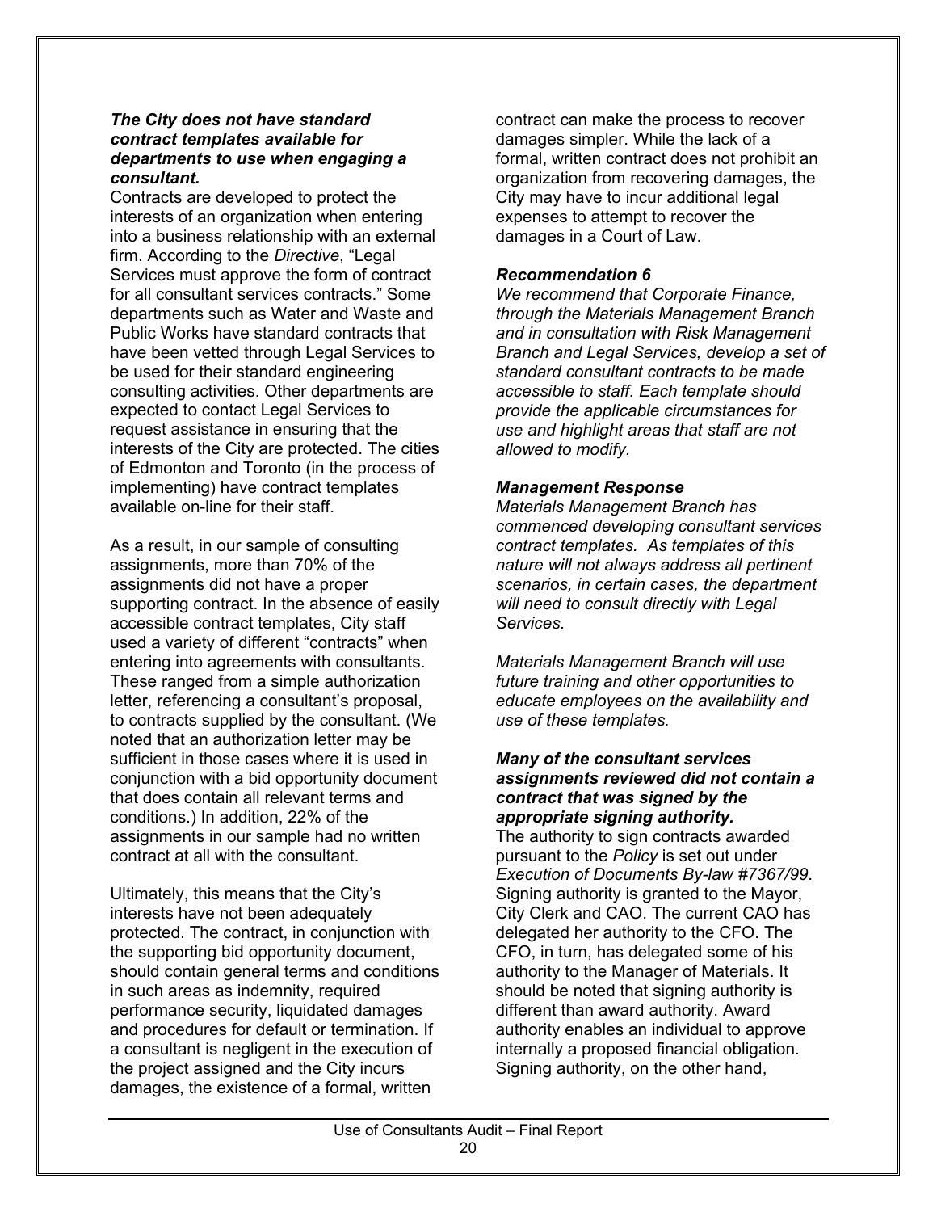***The City does not have standard contract templates available for departments to use when engaging a consultant.***

Contracts are developed to protect the interests of an organization when entering into a business relationship with an external firm. According to the *Directive*, "Legal Services must approve the form of contract for all consultant services contracts." Some departments such as Water and Waste and Public Works have standard contracts that have been vetted through Legal Services to be used for their standard engineering consulting activities. Other departments are expected to contact Legal Services to request assistance in ensuring that the interests of the City are protected. The cities of Edmonton and Toronto (in the process of implementing) have contract templates available on-line for their staff.

As a result, in our sample of consulting assignments, more than 70% of the assignments did not have a proper supporting contract. In the absence of easily accessible contract templates, City staff used a variety of different "contracts" when entering into agreements with consultants. These ranged from a simple authorization letter, referencing a consultant's proposal, to contracts supplied by the consultant. (We noted that an authorization letter may be sufficient in those cases where it is used in conjunction with a bid opportunity document that does contain all relevant terms and conditions.) In addition, 22% of the assignments in our sample had no written contract at all with the consultant.

Ultimately, this means that the City's interests have not been adequately protected. The contract, in conjunction with the supporting bid opportunity document, should contain general terms and conditions in such areas as indemnity, required performance security, liquidated damages and procedures for default or termination. If a consultant is negligent in the execution of the project assigned and the City incurs damages, the existence of a formal, written contract can make the process to recover damages simpler. While the lack of a formal, written contract does not prohibit an organization from recovering damages, the City may have to incur additional legal expenses to attempt to recover the damages in a Court of Law.

***Recommendation 6***

*We recommend that Corporate Finance, through the Materials Management Branch and in consultation with Risk Management Branch and Legal Services, develop a set of standard consultant contracts to be made accessible to staff. Each template should provide the applicable circumstances for use and highlight areas that staff are not allowed to modify.*

***Management Response***

*Materials Management Branch has commenced developing consultant services contract templates. As templates of this nature will not always address all pertinent scenarios, in certain cases, the department will need to consult directly with Legal Services.*

*Materials Management Branch will use future training and other opportunities to educate employees on the availability and use of these templates.*

***Many of the consultant services assignments reviewed did not contain a contract that was signed by the appropriate signing authority.***

The authority to sign contracts awarded pursuant to the *Policy* is set out under *Execution of Documents By-law #7367/99*. Signing authority is granted to the Mayor, City Clerk and CAO. The current CAO has delegated her authority to the CFO. The CFO, in turn, has delegated some of his authority to the Manager of Materials. It should be noted that signing authority is different than award authority. Award authority enables an individual to approve internally a proposed financial obligation. Signing authority, on the other hand,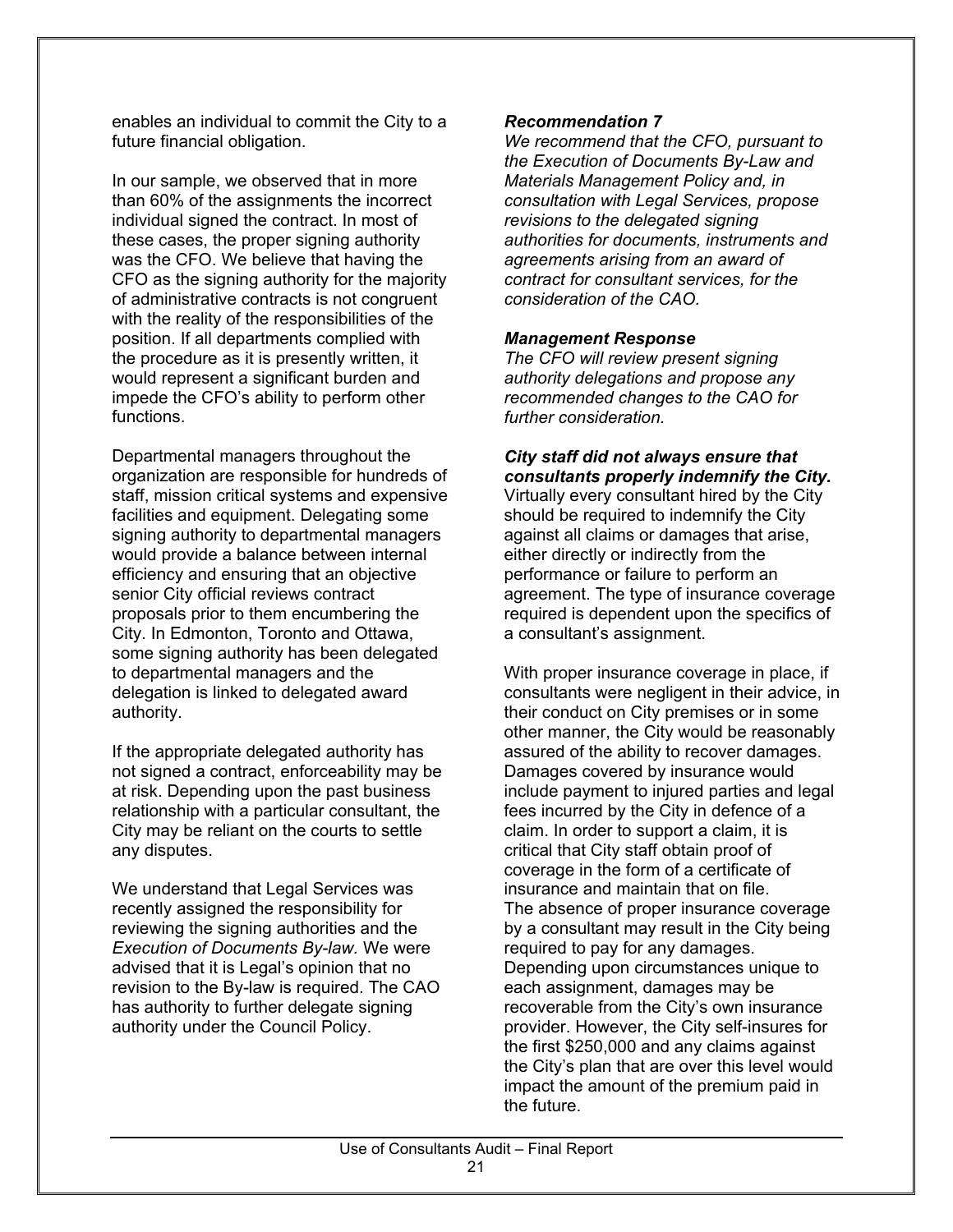enables an individual to commit the City to a future financial obligation.

In our sample, we observed that in more than 60% of the assignments the incorrect individual signed the contract. In most of these cases, the proper signing authority was the CFO. We believe that having the CFO as the signing authority for the majority of administrative contracts is not congruent with the reality of the responsibilities of the position. If all departments complied with the procedure as it is presently written, it would represent a significant burden and impede the CFO's ability to perform other functions.

Departmental managers throughout the organization are responsible for hundreds of staff, mission critical systems and expensive facilities and equipment. Delegating some signing authority to departmental managers would provide a balance between internal efficiency and ensuring that an objective senior City official reviews contract proposals prior to them encumbering the City. In Edmonton, Toronto and Ottawa, some signing authority has been delegated to departmental managers and the delegation is linked to delegated award authority.

If the appropriate delegated authority has not signed a contract, enforceability may be at risk. Depending upon the past business relationship with a particular consultant, the City may be reliant on the courts to settle any disputes.

We understand that Legal Services was recently assigned the responsibility for reviewing the signing authorities and the *Execution of Documents By-law.* We were advised that it is Legal's opinion that no revision to the By-law is required. The CAO has authority to further delegate signing authority under the Council Policy.

***Recommendation 7***

*We recommend that the CFO, pursuant to the Execution of Documents By-Law and Materials Management Policy and, in consultation with Legal Services, propose revisions to the delegated signing authorities for documents, instruments and agreements arising from an award of contract for consultant services, for the consideration of the CAO.*

***Management Response***

*The CFO will review present signing authority delegations and propose any recommended changes to the CAO for further consideration.*

***City staff did not always ensure that consultants properly indemnify the City.***

Virtually every consultant hired by the City should be required to indemnify the City against all claims or damages that arise, either directly or indirectly from the performance or failure to perform an agreement. The type of insurance coverage required is dependent upon the specifics of a consultant's assignment.

With proper insurance coverage in place, if consultants were negligent in their advice, in their conduct on City premises or in some other manner, the City would be reasonably assured of the ability to recover damages. Damages covered by insurance would include payment to injured parties and legal fees incurred by the City in defence of a claim. In order to support a claim, it is critical that City staff obtain proof of coverage in the form of a certificate of insurance and maintain that on file. The absence of proper insurance coverage by a consultant may result in the City being required to pay for any damages. Depending upon circumstances unique to each assignment, damages may be recoverable from the City's own insurance provider. However, the City self-insures for the first \$250,000 and any claims against the City's plan that are over this level would impact the amount of the premium paid in the future.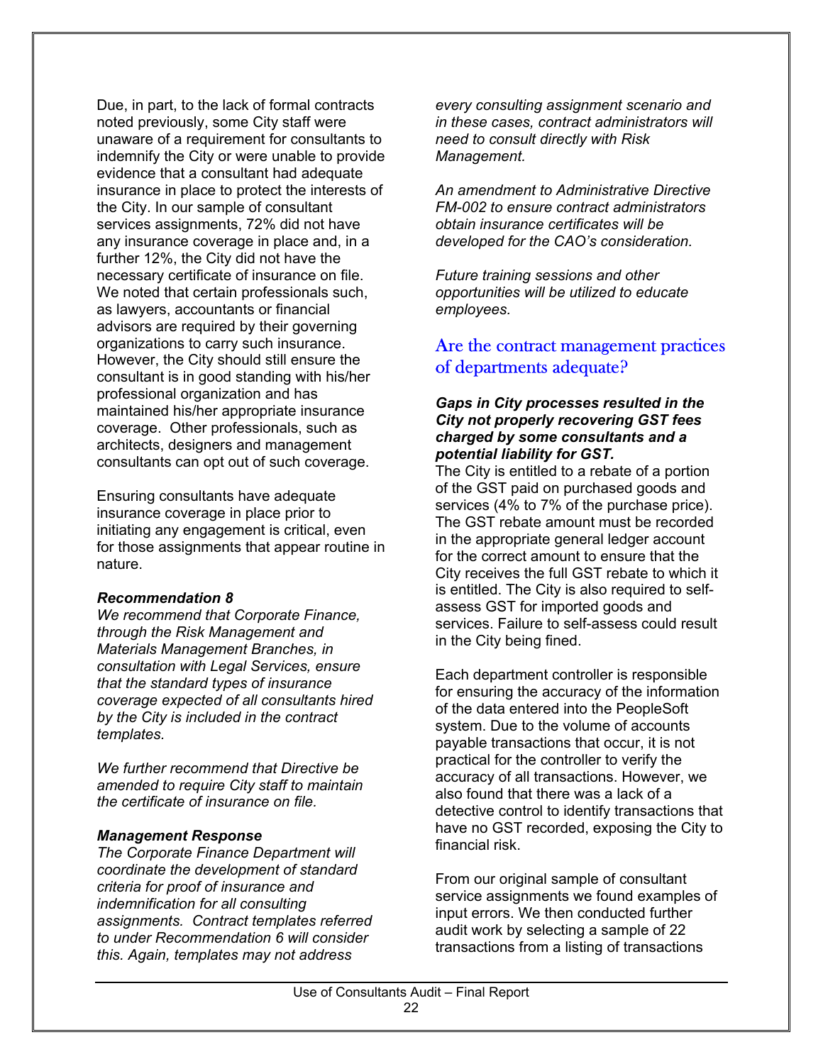Due, in part, to the lack of formal contracts noted previously, some City staff were unaware of a requirement for consultants to indemnify the City or were unable to provide evidence that a consultant had adequate insurance in place to protect the interests of the City. In our sample of consultant services assignments, 72% did not have any insurance coverage in place and, in a further 12%, the City did not have the necessary certificate of insurance on file. We noted that certain professionals such, as lawyers, accountants or financial advisors are required by their governing organizations to carry such insurance. However, the City should still ensure the consultant is in good standing with his/her professional organization and has maintained his/her appropriate insurance coverage. Other professionals, such as architects, designers and management consultants can opt out of such coverage.

Ensuring consultants have adequate insurance coverage in place prior to initiating any engagement is critical, even for those assignments that appear routine in nature.

***Recommendation 8***

*We recommend that Corporate Finance, through the Risk Management and Materials Management Branches, in consultation with Legal Services, ensure that the standard types of insurance coverage expected of all consultants hired by the City is included in the contract templates.*

*We further recommend that Directive be amended to require City staff to maintain the certificate of insurance on file.*

***Management Response***

*The Corporate Finance Department will coordinate the development of standard criteria for proof of insurance and indemnification for all consulting assignments. Contract templates referred to under Recommendation 6 will consider this. Again, templates may not address every consulting assignment scenario and in these cases, contract administrators will need to consult directly with Risk Management.*

*An amendment to Administrative Directive FM-002 to ensure contract administrators obtain insurance certificates will be developed for the CAO's consideration.*

*Future training sessions and other opportunities will be utilized to educate employees.*

## Are the contract management practices of departments adequate?

***Gaps in City processes resulted in the City not properly recovering GST fees charged by some consultants and a potential liability for GST.***

The City is entitled to a rebate of a portion of the GST paid on purchased goods and services (4% to 7% of the purchase price). The GST rebate amount must be recorded in the appropriate general ledger account for the correct amount to ensure that the City receives the full GST rebate to which it is entitled. The City is also required to self-assess GST for imported goods and services. Failure to self-assess could result in the City being fined.

Each department controller is responsible for ensuring the accuracy of the information of the data entered into the PeopleSoft system. Due to the volume of accounts payable transactions that occur, it is not practical for the controller to verify the accuracy of all transactions. However, we also found that there was a lack of a detective control to identify transactions that have no GST recorded, exposing the City to financial risk.

From our original sample of consultant service assignments we found examples of input errors. We then conducted further audit work by selecting a sample of 22 transactions from a listing of transactions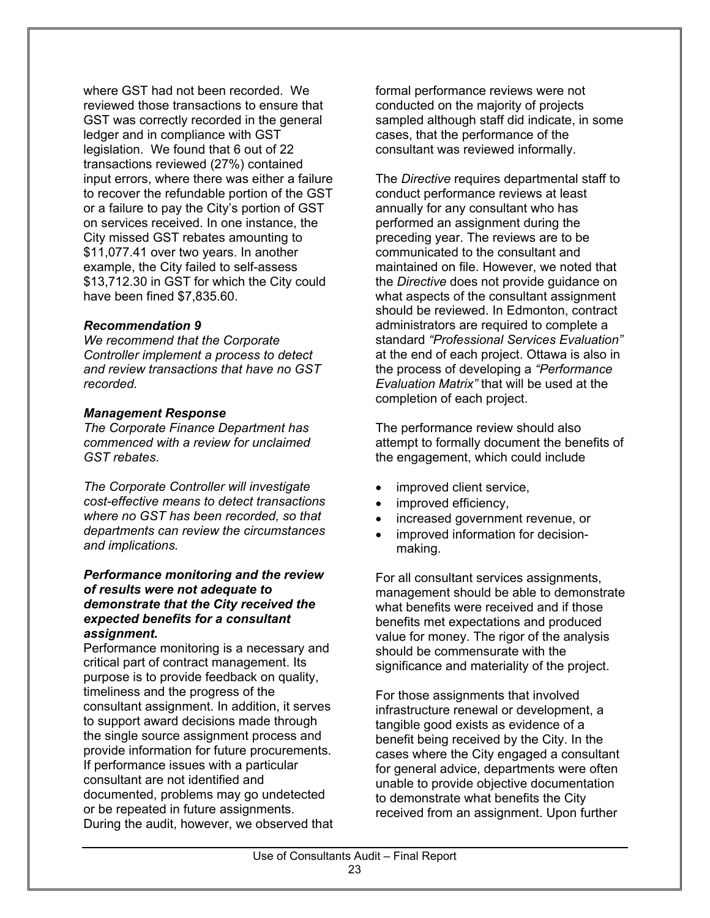where GST had not been recorded. We reviewed those transactions to ensure that GST was correctly recorded in the general ledger and in compliance with GST legislation. We found that 6 out of 22 transactions reviewed (27%) contained input errors, where there was either a failure to recover the refundable portion of the GST or a failure to pay the City's portion of GST on services received. In one instance, the City missed GST rebates amounting to $11,077.41 over two years. In another example, the City failed to self-assess $13,712.30 in GST for which the City could have been fined $7,835.60.

***Recommendation 9***
*We recommend that the Corporate Controller implement a process to detect and review transactions that have no GST recorded.*

***Management Response***
*The Corporate Finance Department has commenced with a review for unclaimed GST rebates.*

*The Corporate Controller will investigate cost-effective means to detect transactions where no GST has been recorded, so that departments can review the circumstances and implications.*

***Performance monitoring and the review of results were not adequate to demonstrate that the City received the expected benefits for a consultant assignment.***

Performance monitoring is a necessary and critical part of contract management. Its purpose is to provide feedback on quality, timeliness and the progress of the consultant assignment. In addition, it serves to support award decisions made through the single source assignment process and provide information for future procurements. If performance issues with a particular consultant are not identified and documented, problems may go undetected or be repeated in future assignments. During the audit, however, we observed that formal performance reviews were not conducted on the majority of projects sampled although staff did indicate, in some cases, that the performance of the consultant was reviewed informally.

The *Directive* requires departmental staff to conduct performance reviews at least annually for any consultant who has performed an assignment during the preceding year. The reviews are to be communicated to the consultant and maintained on file. However, we noted that the *Directive* does not provide guidance on what aspects of the consultant assignment should be reviewed. In Edmonton, contract administrators are required to complete a standard *"Professional Services Evaluation"* at the end of each project. Ottawa is also in the process of developing a *"Performance Evaluation Matrix"* that will be used at the completion of each project.

The performance review should also attempt to formally document the benefits of the engagement, which could include

- improved client service,
- improved efficiency,
- increased government revenue, or
- improved information for decision-making.

For all consultant services assignments, management should be able to demonstrate what benefits were received and if those benefits met expectations and produced value for money. The rigor of the analysis should be commensurate with the significance and materiality of the project.

For those assignments that involved infrastructure renewal or development, a tangible good exists as evidence of a benefit being received by the City. In the cases where the City engaged a consultant for general advice, departments were often unable to provide objective documentation to demonstrate what benefits the City received from an assignment. Upon further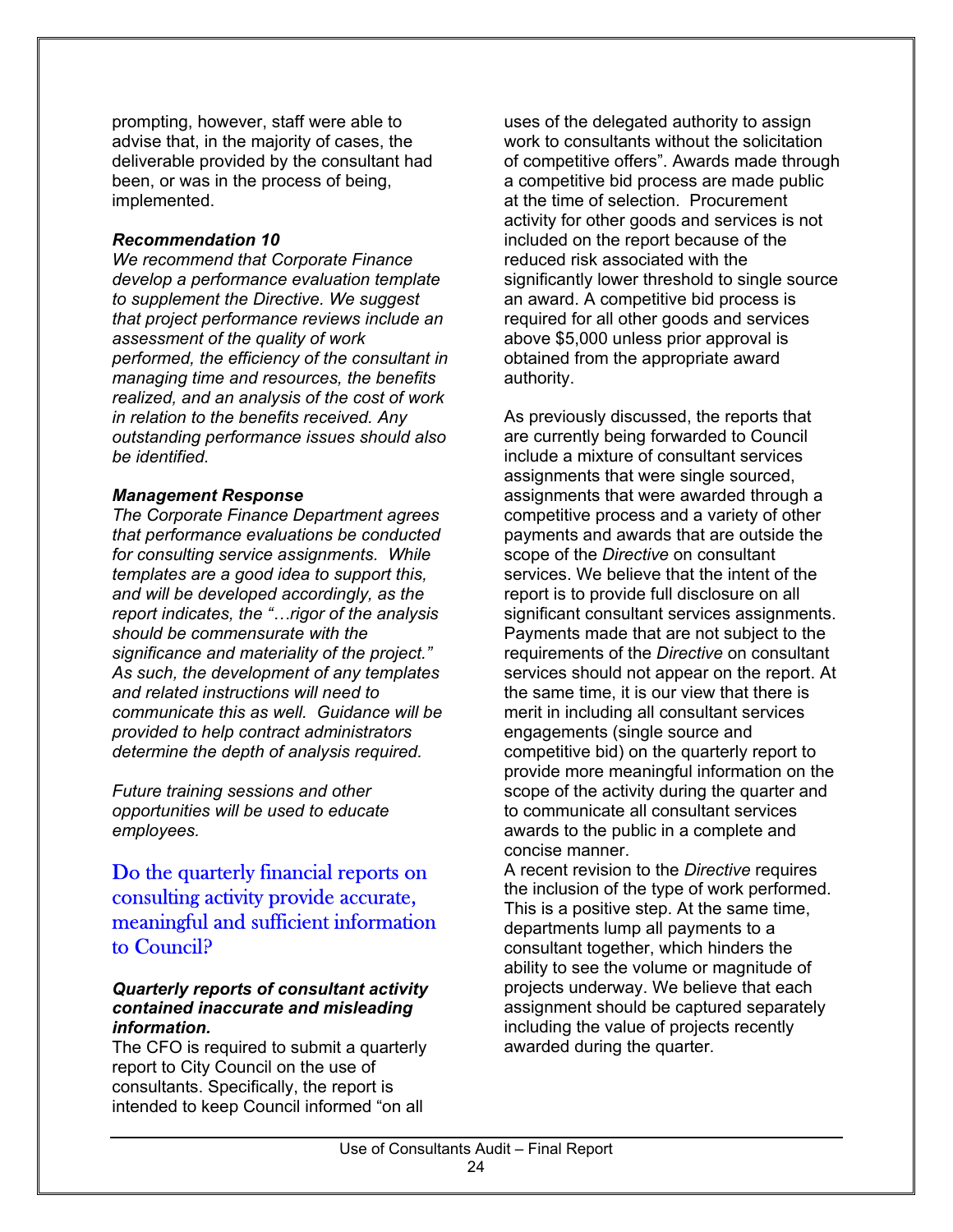prompting, however, staff were able to advise that, in the majority of cases, the deliverable provided by the consultant had been, or was in the process of being, implemented.

***Recommendation 10***
*We recommend that Corporate Finance develop a performance evaluation template to supplement the Directive. We suggest that project performance reviews include an assessment of the quality of work performed, the efficiency of the consultant in managing time and resources, the benefits realized, and an analysis of the cost of work in relation to the benefits received. Any outstanding performance issues should also be identified.*

***Management Response***
*The Corporate Finance Department agrees that performance evaluations be conducted for consulting service assignments. While templates are a good idea to support this, and will be developed accordingly, as the report indicates, the "…rigor of the analysis should be commensurate with the significance and materiality of the project." As such, the development of any templates and related instructions will need to communicate this as well. Guidance will be provided to help contract administrators determine the depth of analysis required.*

*Future training sessions and other opportunities will be used to educate employees.*

## Do the quarterly financial reports on consulting activity provide accurate, meaningful and sufficient information to Council?

***Quarterly reports of consultant activity contained inaccurate and misleading information.***
The CFO is required to submit a quarterly report to City Council on the use of consultants. Specifically, the report is intended to keep Council informed "on all uses of the delegated authority to assign work to consultants without the solicitation of competitive offers". Awards made through a competitive bid process are made public at the time of selection. Procurement activity for other goods and services is not included on the report because of the reduced risk associated with the significantly lower threshold to single source an award. A competitive bid process is required for all other goods and services above $5,000 unless prior approval is obtained from the appropriate award authority.

As previously discussed, the reports that are currently being forwarded to Council include a mixture of consultant services assignments that were single sourced, assignments that were awarded through a competitive process and a variety of other payments and awards that are outside the scope of the *Directive* on consultant services. We believe that the intent of the report is to provide full disclosure on all significant consultant services assignments. Payments made that are not subject to the requirements of the *Directive* on consultant services should not appear on the report. At the same time, it is our view that there is merit in including all consultant services engagements (single source and competitive bid) on the quarterly report to provide more meaningful information on the scope of the activity during the quarter and to communicate all consultant services awards to the public in a complete and concise manner.

A recent revision to the *Directive* requires the inclusion of the type of work performed. This is a positive step. At the same time, departments lump all payments to a consultant together, which hinders the ability to see the volume or magnitude of projects underway. We believe that each assignment should be captured separately including the value of projects recently awarded during the quarter.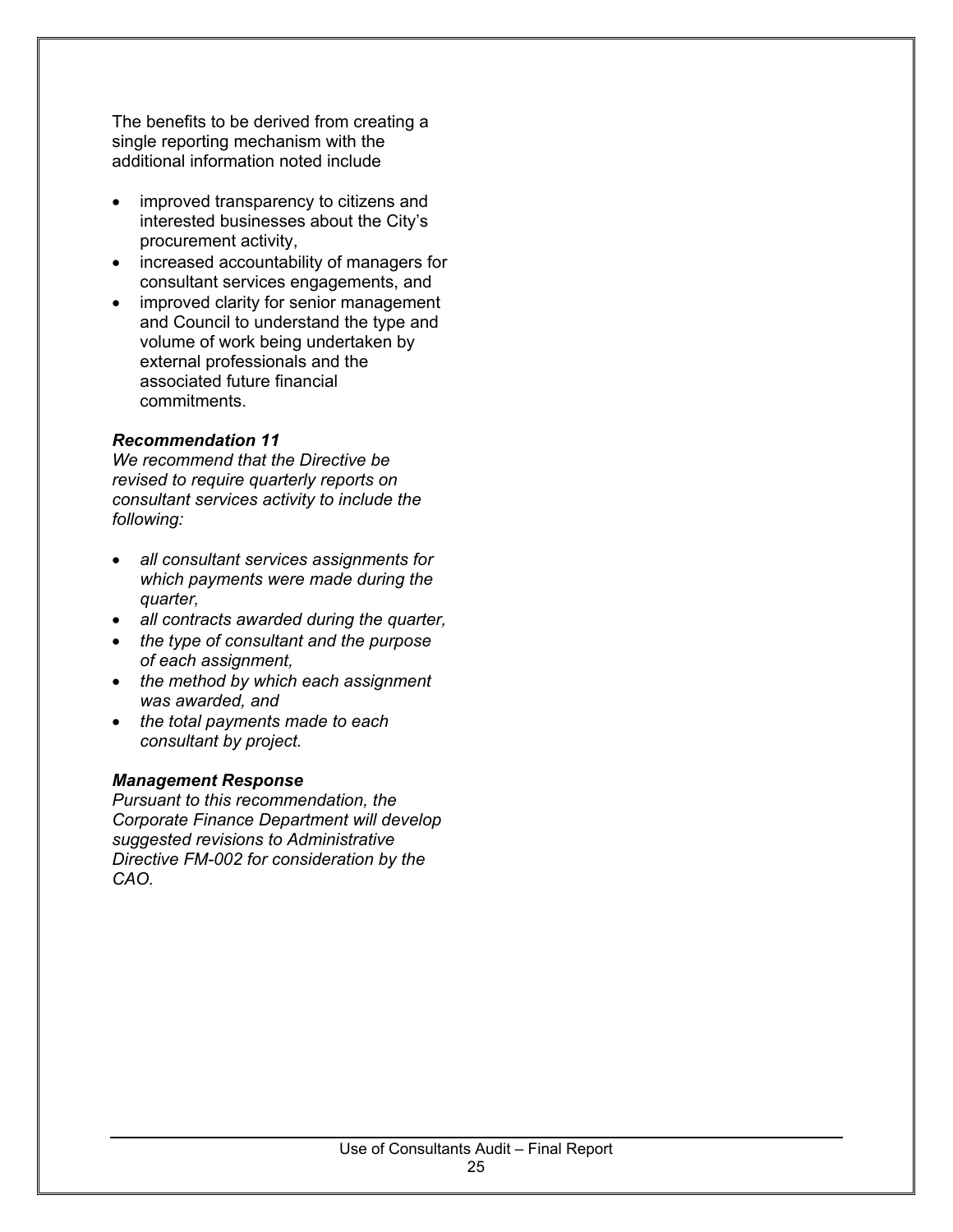The benefits to be derived from creating a single reporting mechanism with the additional information noted include

- improved transparency to citizens and interested businesses about the City's procurement activity,
- increased accountability of managers for consultant services engagements, and
- improved clarity for senior management and Council to understand the type and volume of work being undertaken by external professionals and the associated future financial commitments.

***Recommendation 11***
*We recommend that the Directive be revised to require quarterly reports on consultant services activity to include the following:*

- *all consultant services assignments for which payments were made during the quarter,*
- *all contracts awarded during the quarter,*
- *the type of consultant and the purpose of each assignment,*
- *the method by which each assignment was awarded, and*
- *the total payments made to each consultant by project.*

***Management Response***
*Pursuant to this recommendation, the Corporate Finance Department will develop suggested revisions to Administrative Directive FM-002 for consideration by the CAO.*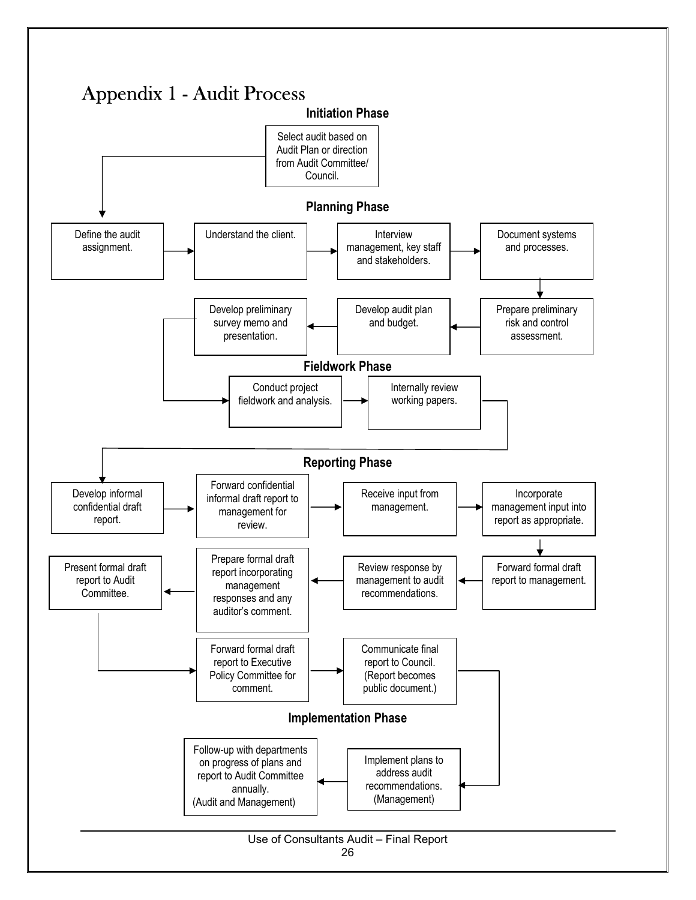# Appendix 1 - Audit Process

## Initiation Phase

- Select audit based on Audit Plan or direction from Audit Committee/ Council.

## Planning Phase

- Define the audit assignment.
- Understand the client.
- Interview management, key staff and stakeholders.
- Document systems and processes.
- Prepare preliminary risk and control assessment.
- Develop audit plan and budget.
- Develop preliminary survey memo and presentation.

## Fieldwork Phase

- Conduct project fieldwork and analysis.
- Internally review working papers.

## Reporting Phase

- Develop informal confidential draft report.
- Forward confidential informal draft report to management for review.
- Receive input from management.
- Incorporate management input into report as appropriate.
- Forward formal draft report to management.
- Review response by management to audit recommendations.
- Prepare formal draft report incorporating management responses and any auditor's comment.
- Present formal draft report to Audit Committee.
- Forward formal draft report to Executive Policy Committee for comment.
- Communicate final report to Council. (Report becomes public document.)

## Implementation Phase

- Implement plans to address audit recommendations. (Management)
- Follow-up with departments on progress of plans and report to Audit Committee annually. (Audit and Management)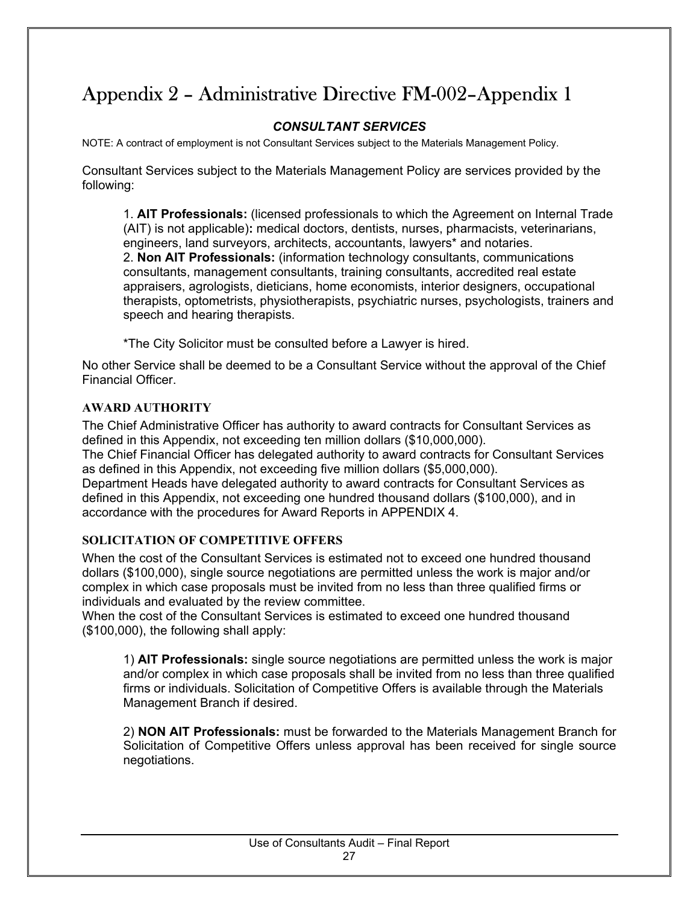# Appendix 2 – Administrative Directive FM-002–Appendix 1

***CONSULTANT SERVICES***

NOTE: A contract of employment is not Consultant Services subject to the Materials Management Policy.

Consultant Services subject to the Materials Management Policy are services provided by the following:

1. **AIT Professionals:** (licensed professionals to which the Agreement on Internal Trade (AIT) is not applicable)**:** medical doctors, dentists, nurses, pharmacists, veterinarians, engineers, land surveyors, architects, accountants, lawyers* and notaries.
2. **Non AIT Professionals:** (information technology consultants, communications consultants, management consultants, training consultants, accredited real estate appraisers, agrologists, dieticians, home economists, interior designers, occupational therapists, optometrists, physiotherapists, psychiatric nurses, psychologists, trainers and speech and hearing therapists.

*The City Solicitor must be consulted before a Lawyer is hired.

No other Service shall be deemed to be a Consultant Service without the approval of the Chief Financial Officer.

### AWARD AUTHORITY

The Chief Administrative Officer has authority to award contracts for Consultant Services as defined in this Appendix, not exceeding ten million dollars ($10,000,000).
The Chief Financial Officer has delegated authority to award contracts for Consultant Services as defined in this Appendix, not exceeding five million dollars ($5,000,000).
Department Heads have delegated authority to award contracts for Consultant Services as defined in this Appendix, not exceeding one hundred thousand dollars ($100,000), and in accordance with the procedures for Award Reports in APPENDIX 4.

### SOLICITATION OF COMPETITIVE OFFERS

When the cost of the Consultant Services is estimated not to exceed one hundred thousand dollars ($100,000), single source negotiations are permitted unless the work is major and/or complex in which case proposals must be invited from no less than three qualified firms or individuals and evaluated by the review committee.
When the cost of the Consultant Services is estimated to exceed one hundred thousand ($100,000), the following shall apply:

1) **AIT Professionals:** single source negotiations are permitted unless the work is major and/or complex in which case proposals shall be invited from no less than three qualified firms or individuals. Solicitation of Competitive Offers is available through the Materials Management Branch if desired.

2) **NON AIT Professionals:** must be forwarded to the Materials Management Branch for Solicitation of Competitive Offers unless approval has been received for single source negotiations.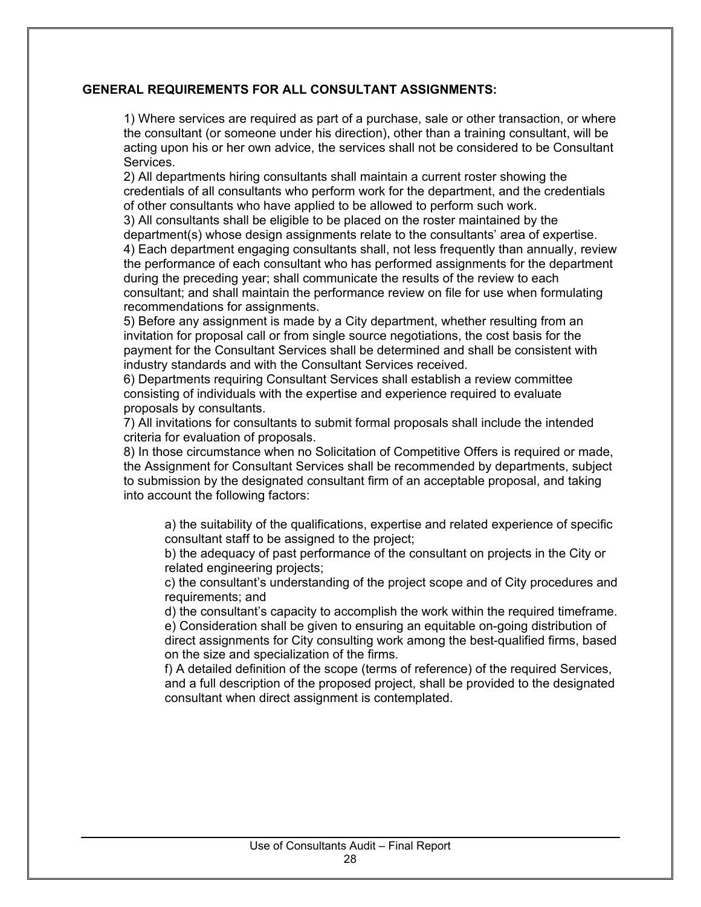**GENERAL REQUIREMENTS FOR ALL CONSULTANT ASSIGNMENTS:**

1) Where services are required as part of a purchase, sale or other transaction, or where the consultant (or someone under his direction), other than a training consultant, will be acting upon his or her own advice, the services shall not be considered to be Consultant Services.
2) All departments hiring consultants shall maintain a current roster showing the credentials of all consultants who perform work for the department, and the credentials of other consultants who have applied to be allowed to perform such work.
3) All consultants shall be eligible to be placed on the roster maintained by the department(s) whose design assignments relate to the consultants' area of expertise.
4) Each department engaging consultants shall, not less frequently than annually, review the performance of each consultant who has performed assignments for the department during the preceding year; shall communicate the results of the review to each consultant; and shall maintain the performance review on file for use when formulating recommendations for assignments.
5) Before any assignment is made by a City department, whether resulting from an invitation for proposal call or from single source negotiations, the cost basis for the payment for the Consultant Services shall be determined and shall be consistent with industry standards and with the Consultant Services received.
6) Departments requiring Consultant Services shall establish a review committee consisting of individuals with the expertise and experience required to evaluate proposals by consultants.
7) All invitations for consultants to submit formal proposals shall include the intended criteria for evaluation of proposals.
8) In those circumstance when no Solicitation of Competitive Offers is required or made, the Assignment for Consultant Services shall be recommended by departments, subject to submission by the designated consultant firm of an acceptable proposal, and taking into account the following factors:

a) the suitability of the qualifications, expertise and related experience of specific consultant staff to be assigned to the project;
b) the adequacy of past performance of the consultant on projects in the City or related engineering projects;
c) the consultant's understanding of the project scope and of City procedures and requirements; and
d) the consultant's capacity to accomplish the work within the required timeframe.
e) Consideration shall be given to ensuring an equitable on-going distribution of direct assignments for City consulting work among the best-qualified firms, based on the size and specialization of the firms.
f) A detailed definition of the scope (terms of reference) of the required Services, and a full description of the proposed project, shall be provided to the designated consultant when direct assignment is contemplated.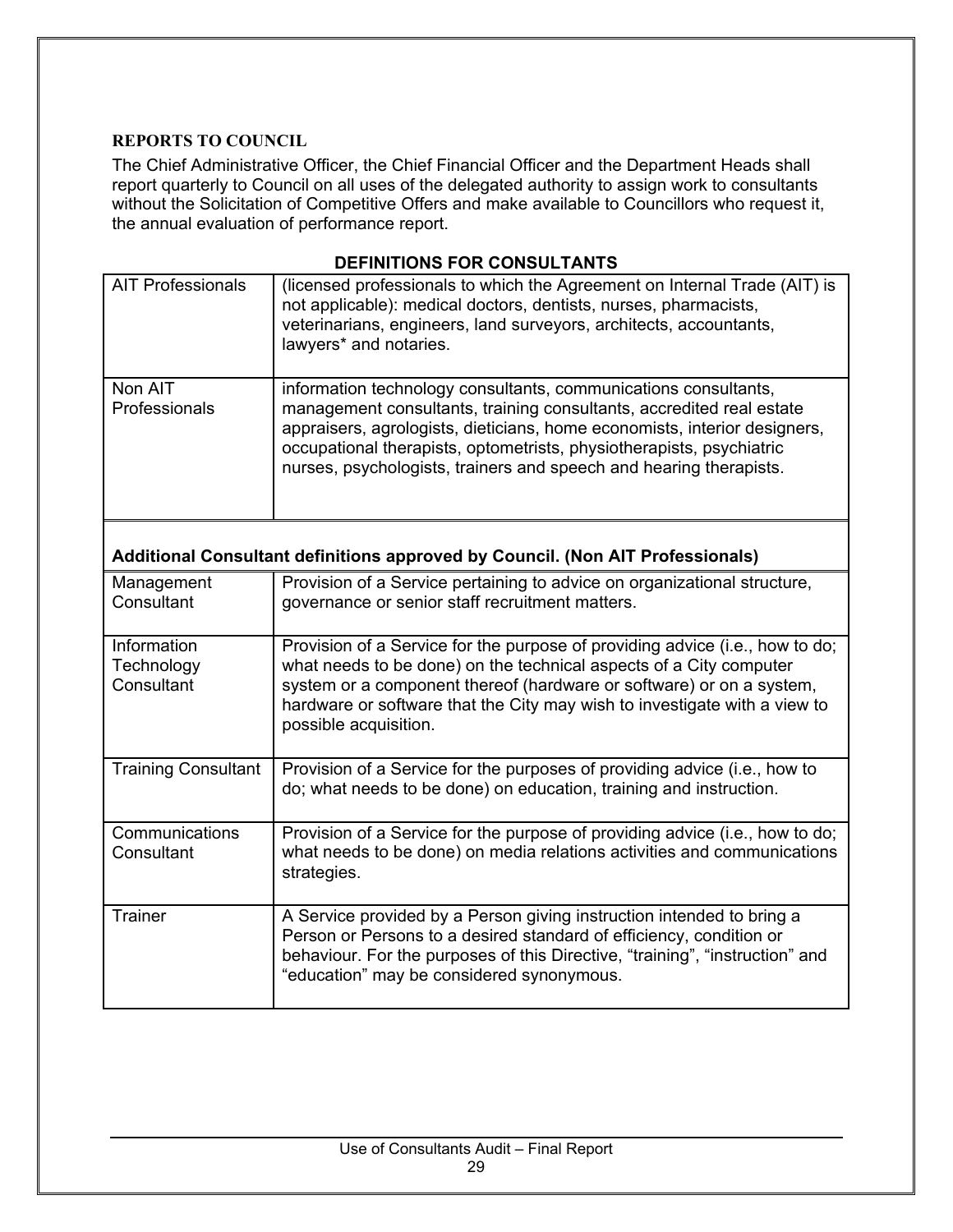### REPORTS TO COUNCIL

The Chief Administrative Officer, the Chief Financial Officer and the Department Heads shall report quarterly to Council on all uses of the delegated authority to assign work to consultants without the Solicitation of Competitive Offers and make available to Councillors who request it, the annual evaluation of performance report.

**DEFINITIONS FOR CONSULTANTS**

| | |
|---|---|
| AIT Professionals | (licensed professionals to which the Agreement on Internal Trade (AIT) is not applicable): medical doctors, dentists, nurses, pharmacists, veterinarians, engineers, land surveyors, architects, accountants, lawyers* and notaries. |
| Non AIT Professionals | information technology consultants, communications consultants, management consultants, training consultants, accredited real estate appraisers, agrologists, dieticians, home economists, interior designers, occupational therapists, optometrists, physiotherapists, psychiatric nurses, psychologists, trainers and speech and hearing therapists. |

**Additional Consultant definitions approved by Council. (Non AIT Professionals)**

| | |
|---|---|
| Management Consultant | Provision of a Service pertaining to advice on organizational structure, governance or senior staff recruitment matters. |
| Information Technology Consultant | Provision of a Service for the purpose of providing advice (i.e., how to do; what needs to be done) on the technical aspects of a City computer system or a component thereof (hardware or software) or on a system, hardware or software that the City may wish to investigate with a view to possible acquisition. |
| Training Consultant | Provision of a Service for the purposes of providing advice (i.e., how to do; what needs to be done) on education, training and instruction. |
| Communications Consultant | Provision of a Service for the purpose of providing advice (i.e., how to do; what needs to be done) on media relations activities and communications strategies. |
| Trainer | A Service provided by a Person giving instruction intended to bring a Person or Persons to a desired standard of efficiency, condition or behaviour. For the purposes of this Directive, "training", "instruction" and "education" may be considered synonymous. |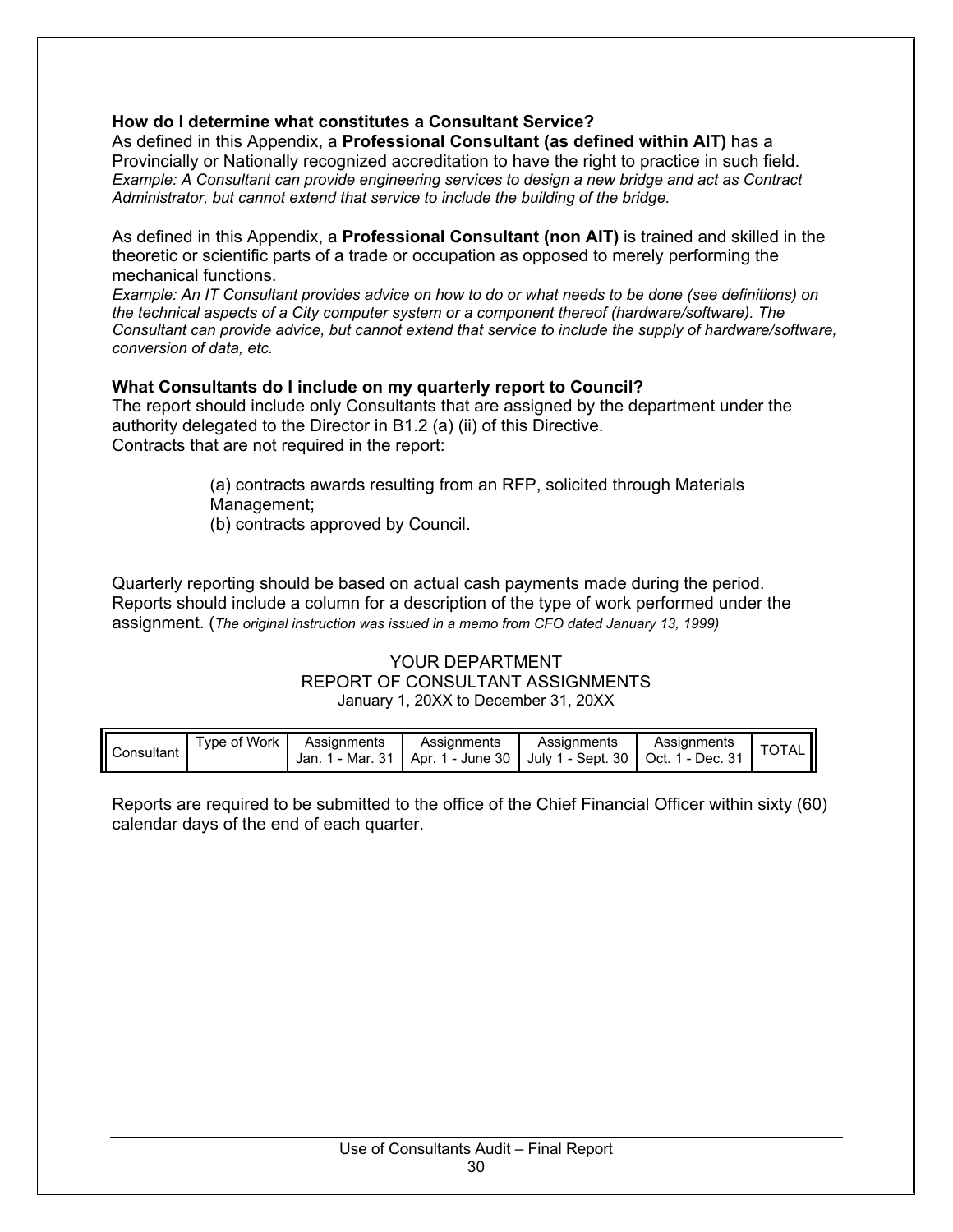### How do I determine what constitutes a Consultant Service?

As defined in this Appendix, a **Professional Consultant (as defined within AIT)** has a Provincially or Nationally recognized accreditation to have the right to practice in such field.
*Example: A Consultant can provide engineering services to design a new bridge and act as Contract Administrator, but cannot extend that service to include the building of the bridge.*

As defined in this Appendix, a **Professional Consultant (non AIT)** is trained and skilled in the theoretic or scientific parts of a trade or occupation as opposed to merely performing the mechanical functions.
*Example: An IT Consultant provides advice on how to do or what needs to be done (see definitions) on the technical aspects of a City computer system or a component thereof (hardware/software). The Consultant can provide advice, but cannot extend that service to include the supply of hardware/software, conversion of data, etc.*

### What Consultants do I include on my quarterly report to Council?

The report should include only Consultants that are assigned by the department under the authority delegated to the Director in B1.2 (a) (ii) of this Directive.
Contracts that are not required in the report:

> (a) contracts awards resulting from an RFP, solicited through Materials Management;
> (b) contracts approved by Council.

Quarterly reporting should be based on actual cash payments made during the period. Reports should include a column for a description of the type of work performed under the assignment. (*The original instruction was issued in a memo from CFO dated January 13, 1999)*

YOUR DEPARTMENT
REPORT OF CONSULTANT ASSIGNMENTS
January 1, 20XX to December 31, 20XX

| Consultant | Type of Work | Assignments Jan. 1 - Mar. 31 | Assignments Apr. 1 - June 30 | Assignments July 1 - Sept. 30 | Assignments Oct. 1 - Dec. 31 | TOTAL |
|---|---|---|---|---|---|---|

Reports are required to be submitted to the office of the Chief Financial Officer within sixty (60) calendar days of the end of each quarter.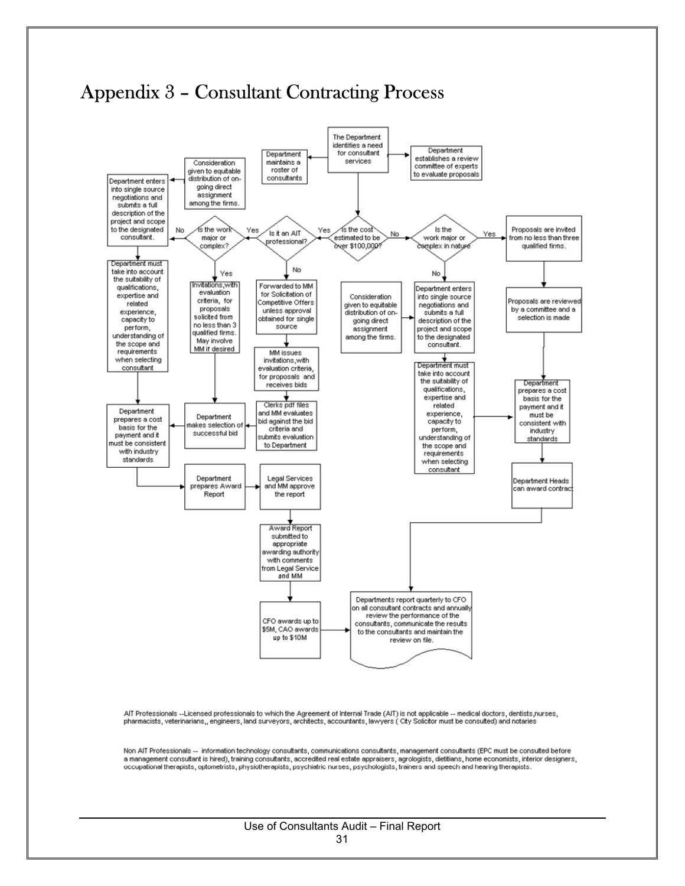# Appendix 3 – Consultant Contracting Process

The Department identifies a need for consultant services

- Department maintains a roster of consultants
- Department establishes a review committee of experts to evaluate proposals

**Is the cost estimated to be over $100,000?**

**Yes → Is it an AIT professional?**

- **Yes → Is the work major or complex?**
  - **No →** Consideration given to equitable distribution of on-going direct assignment among the firms. → Department enters into single source negotiations and submits a full description of the project and scope to the designated consultant. → Department must take into account the suitability of qualifications, expertise and related experience, capacity to perform, understanding of the scope and requirements when selecting consultant → Department prepares a cost basis for the payment and it must be consistent with industry standards → Department prepares Award Report
  - **Yes →** Invitations, with evaluation criteria, for proposals solicited from no less than 3 qualified firms. May involve MM if desired → Department makes selection of successful bid → Department prepares a cost basis for the payment and it must be consistent with industry standards → Department prepares Award Report
- **No →** Forwarded to MM for Solicitation of Competitive Offers unless approval obtained for single source → MM issues invitations, with evaluation criteria, for proposals and receives bids → Clerks pdf files and MM evaluates bid against the bid criteria and submits evaluation to Department → Department makes selection of successful bid

Department prepares Award Report → Legal Services and MM approve the report → Award Report submitted to appropriate awarding authority with comments from Legal Service and MM → CFO awards up to $5M, CAO awards up to $10M → Departments report quarterly to CFO on all consultant contracts and annually review the performance of the consultants, communicate the results to the consultants and maintain the review on file.

**No → Is the work major or complex in nature**

- **Yes →** Proposals are invited from no less than three qualified firms. → Proposals are reviewed by a committee and a selection is made → Department prepares a cost basis for the payment and it must be consistent with industry standards → Department Heads can award contract → Departments report quarterly to CFO on all consultant contracts and annually review the performance of the consultants, communicate the results to the consultants and maintain the review on file.
- **No →** Consideration given to equitable distribution of on-going direct assignment among the firms. → Department enters into single source negotiations and submits a full description of the project and scope to the designated consultant. → Department must take into account the suitability of qualifications, expertise and related experience, capacity to perform, understanding of the scope and requirements when selecting consultant → Department prepares a cost basis for the payment and it must be consistent with industry standards

AIT Professionals --Licensed professionals to which the Agreement of Internal Trade (AIT) is not applicable -- medical doctors, dentists, nurses, pharmacists, veterinarians,, engineers, land surveyors, architects, accountants, lawyers ( City Solicitor must be consulted) and notaries

Non AIT Professionals -- information technology consultants, communications consultants, management consultants (EPC must be consulted before a management consultant is hired), training consultants, accredited real estate appraisers, agrologists, dietitians, home economists, interior designers, occupational therapists, optometrists, physiotherapists, psychiatric nurses, psychologists, trainers and speech and hearing therapists.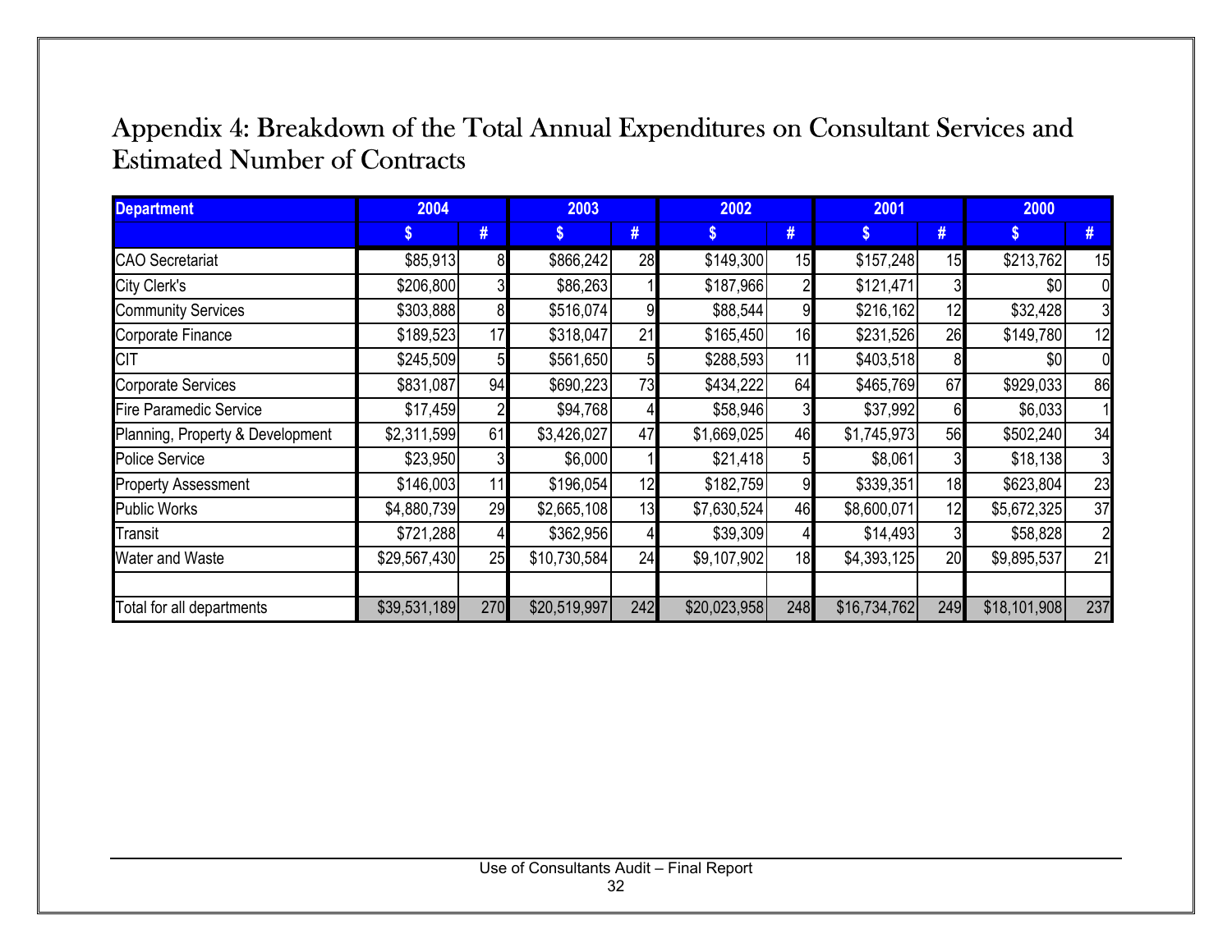# Appendix 4: Breakdown of the Total Annual Expenditures on Consultant Services and Estimated Number of Contracts

| Department | 2004 | | 2003 | | 2002 | | 2001 | | 2000 | |
|---|---|---|---|---|---|---|---|---|---|---|
| | $ | # | $ | # | $ | # | $ | # | $ | # |
| CAO Secretariat | $85,913 | 8 | $866,242 | 28 | $149,300 | 15 | $157,248 | 15 | $213,762 | 15 |
| City Clerk's | $206,800 | 3 | $86,263 | 1 | $187,966 | 2 | $121,471 | 3 | $0 | 0 |
| Community Services | $303,888 | 8 | $516,074 | 9 | $88,544 | 9 | $216,162 | 12 | $32,428 | 3 |
| Corporate Finance | $189,523 | 17 | $318,047 | 21 | $165,450 | 16 | $231,526 | 26 | $149,780 | 12 |
| CIT | $245,509 | 5 | $561,650 | 5 | $288,593 | 11 | $403,518 | 8 | $0 | 0 |
| Corporate Services | $831,087 | 94 | $690,223 | 73 | $434,222 | 64 | $465,769 | 67 | $929,033 | 86 |
| Fire Paramedic Service | $17,459 | 2 | $94,768 | 4 | $58,946 | 3 | $37,992 | 6 | $6,033 | 1 |
| Planning, Property & Development | $2,311,599 | 61 | $3,426,027 | 47 | $1,669,025 | 46 | $1,745,973 | 56 | $502,240 | 34 |
| Police Service | $23,950 | 3 | $6,000 | 1 | $21,418 | 5 | $8,061 | 3 | $18,138 | 3 |
| Property Assessment | $146,003 | 11 | $196,054 | 12 | $182,759 | 9 | $339,351 | 18 | $623,804 | 23 |
| Public Works | $4,880,739 | 29 | $2,665,108 | 13 | $7,630,524 | 46 | $8,600,071 | 12 | $5,672,325 | 37 |
| Transit | $721,288 | 4 | $362,956 | 4 | $39,309 | 4 | $14,493 | 3 | $58,828 | 2 |
| Water and Waste | $29,567,430 | 25 | $10,730,584 | 24 | $9,107,902 | 18 | $4,393,125 | 20 | $9,895,537 | 21 |
| | | | | | | | | | | |
| Total for all departments | $39,531,189 | 270 | $20,519,997 | 242 | $20,023,958 | 248 | $16,734,762 | 249 | $18,101,908 | 237 |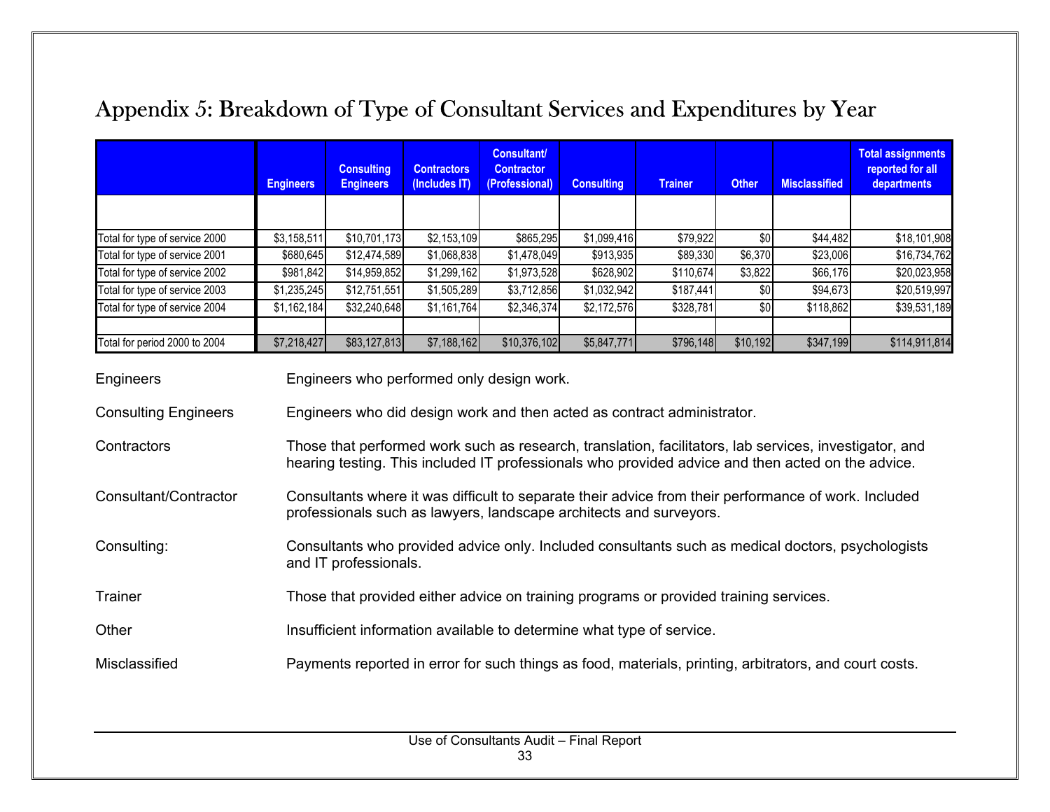# Appendix 5: Breakdown of Type of Consultant Services and Expenditures by Year

| | Engineers | Consulting Engineers | Contractors (Includes IT) | Consultant/ Contractor (Professional) | Consulting | Trainer | Other | Misclassified | Total assignments reported for all departments |
|---|---|---|---|---|---|---|---|---|---|
| Total for type of service 2000 | $3,158,511 | $10,701,173 | $2,153,109 | $865,295 | $1,099,416 | $79,922 | $0 | $44,482 | $18,101,908 |
| Total for type of service 2001 | $680,645 | $12,474,589 | $1,068,838 | $1,478,049 | $913,935 | $89,330 | $6,370 | $23,006 | $16,734,762 |
| Total for type of service 2002 | $981,842 | $14,959,852 | $1,299,162 | $1,973,528 | $628,902 | $110,674 | $3,822 | $66,176 | $20,023,958 |
| Total for type of service 2003 | $1,235,245 | $12,751,551 | $1,505,289 | $3,712,856 | $1,032,942 | $187,441 | $0 | $94,673 | $20,519,997 |
| Total for type of service 2004 | $1,162,184 | $32,240,648 | $1,161,764 | $2,346,374 | $2,172,576 | $328,781 | $0 | $118,862 | $39,531,189 |
| Total for period 2000 to 2004 | $7,218,427 | $83,127,813 | $7,188,162 | $10,376,102 | $5,847,771 | $796,148 | $10,192 | $347,199 | $114,911,814 |

| | |
|---|---|
| Engineers | Engineers who performed only design work. |
| Consulting Engineers | Engineers who did design work and then acted as contract administrator. |
| Contractors | Those that performed work such as research, translation, facilitators, lab services, investigator, and hearing testing. This included IT professionals who provided advice and then acted on the advice. |
| Consultant/Contractor | Consultants where it was difficult to separate their advice from their performance of work. Included professionals such as lawyers, landscape architects and surveyors. |
| Consulting: | Consultants who provided advice only. Included consultants such as medical doctors, psychologists and IT professionals. |
| Trainer | Those that provided either advice on training programs or provided training services. |
| Other | Insufficient information available to determine what type of service. |
| Misclassified | Payments reported in error for such things as food, materials, printing, arbitrators, and court costs. |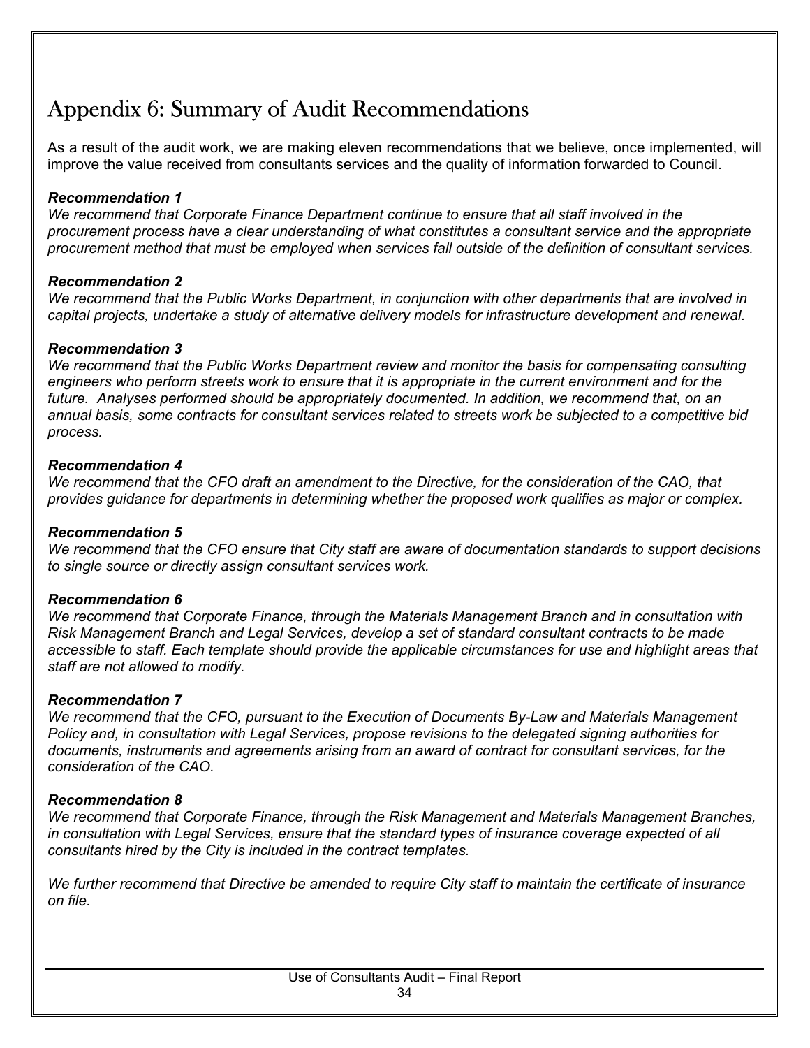# Appendix 6: Summary of Audit Recommendations

As a result of the audit work, we are making eleven recommendations that we believe, once implemented, will improve the value received from consultants services and the quality of information forwarded to Council.

***Recommendation 1***
*We recommend that Corporate Finance Department continue to ensure that all staff involved in the procurement process have a clear understanding of what constitutes a consultant service and the appropriate procurement method that must be employed when services fall outside of the definition of consultant services.*

***Recommendation 2***
*We recommend that the Public Works Department, in conjunction with other departments that are involved in capital projects, undertake a study of alternative delivery models for infrastructure development and renewal.*

***Recommendation 3***
*We recommend that the Public Works Department review and monitor the basis for compensating consulting engineers who perform streets work to ensure that it is appropriate in the current environment and for the future. Analyses performed should be appropriately documented. In addition, we recommend that, on an annual basis, some contracts for consultant services related to streets work be subjected to a competitive bid process.*

***Recommendation 4***
*We recommend that the CFO draft an amendment to the Directive, for the consideration of the CAO, that provides guidance for departments in determining whether the proposed work qualifies as major or complex.*

***Recommendation 5***
*We recommend that the CFO ensure that City staff are aware of documentation standards to support decisions to single source or directly assign consultant services work.*

***Recommendation 6***
*We recommend that Corporate Finance, through the Materials Management Branch and in consultation with Risk Management Branch and Legal Services, develop a set of standard consultant contracts to be made accessible to staff. Each template should provide the applicable circumstances for use and highlight areas that staff are not allowed to modify.*

***Recommendation 7***
*We recommend that the CFO, pursuant to the Execution of Documents By-Law and Materials Management Policy and, in consultation with Legal Services, propose revisions to the delegated signing authorities for documents, instruments and agreements arising from an award of contract for consultant services, for the consideration of the CAO.*

***Recommendation 8***
*We recommend that Corporate Finance, through the Risk Management and Materials Management Branches, in consultation with Legal Services, ensure that the standard types of insurance coverage expected of all consultants hired by the City is included in the contract templates.*

*We further recommend that Directive be amended to require City staff to maintain the certificate of insurance on file.*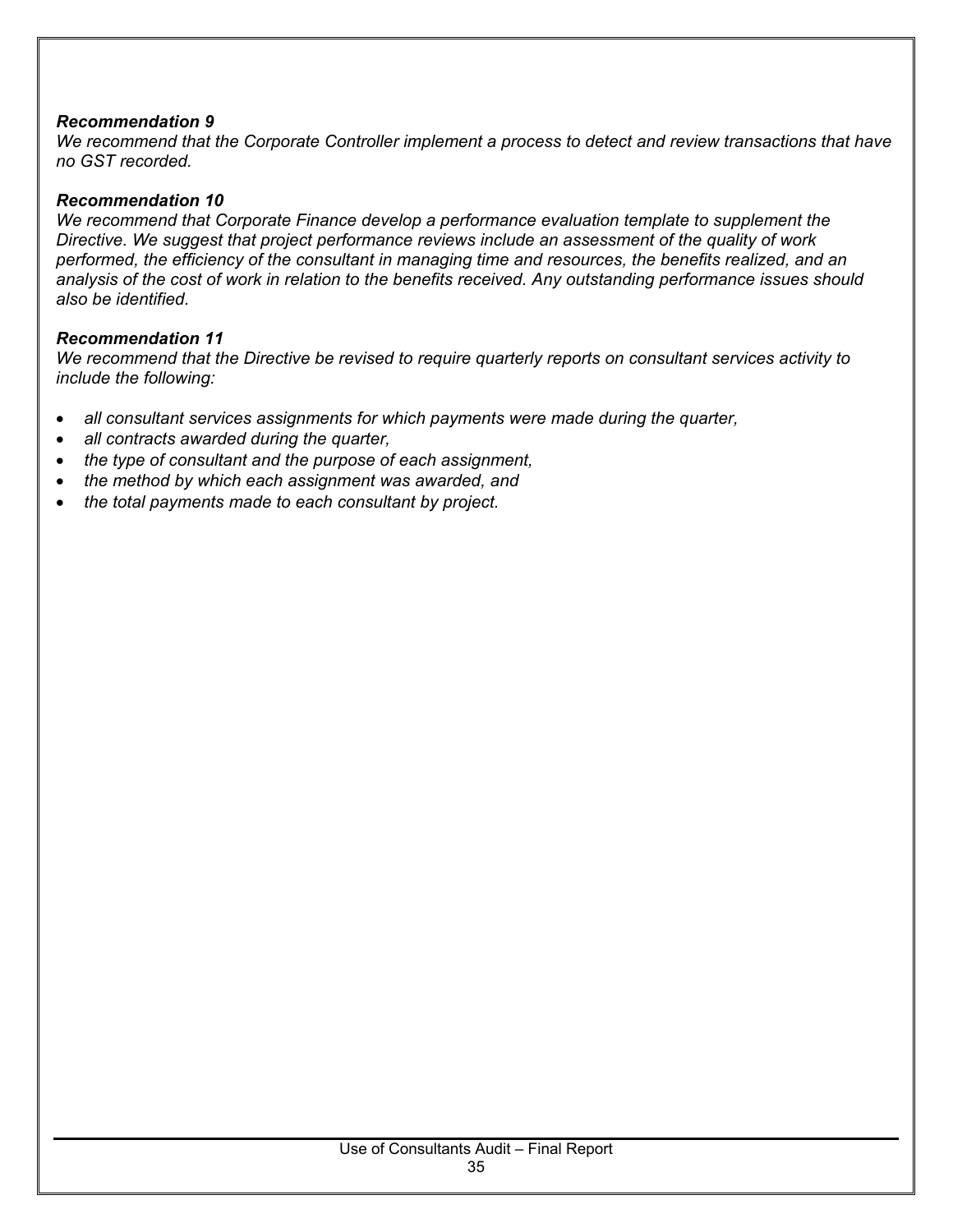***Recommendation 9***
*We recommend that the Corporate Controller implement a process to detect and review transactions that have no GST recorded.*

***Recommendation 10***
*We recommend that Corporate Finance develop a performance evaluation template to supplement the Directive. We suggest that project performance reviews include an assessment of the quality of work performed, the efficiency of the consultant in managing time and resources, the benefits realized, and an analysis of the cost of work in relation to the benefits received. Any outstanding performance issues should also be identified.*

***Recommendation 11***
*We recommend that the Directive be revised to require quarterly reports on consultant services activity to include the following:*

- *all consultant services assignments for which payments were made during the quarter,*
- *all contracts awarded during the quarter,*
- *the type of consultant and the purpose of each assignment,*
- *the method by which each assignment was awarded, and*
- *the total payments made to each consultant by project.*